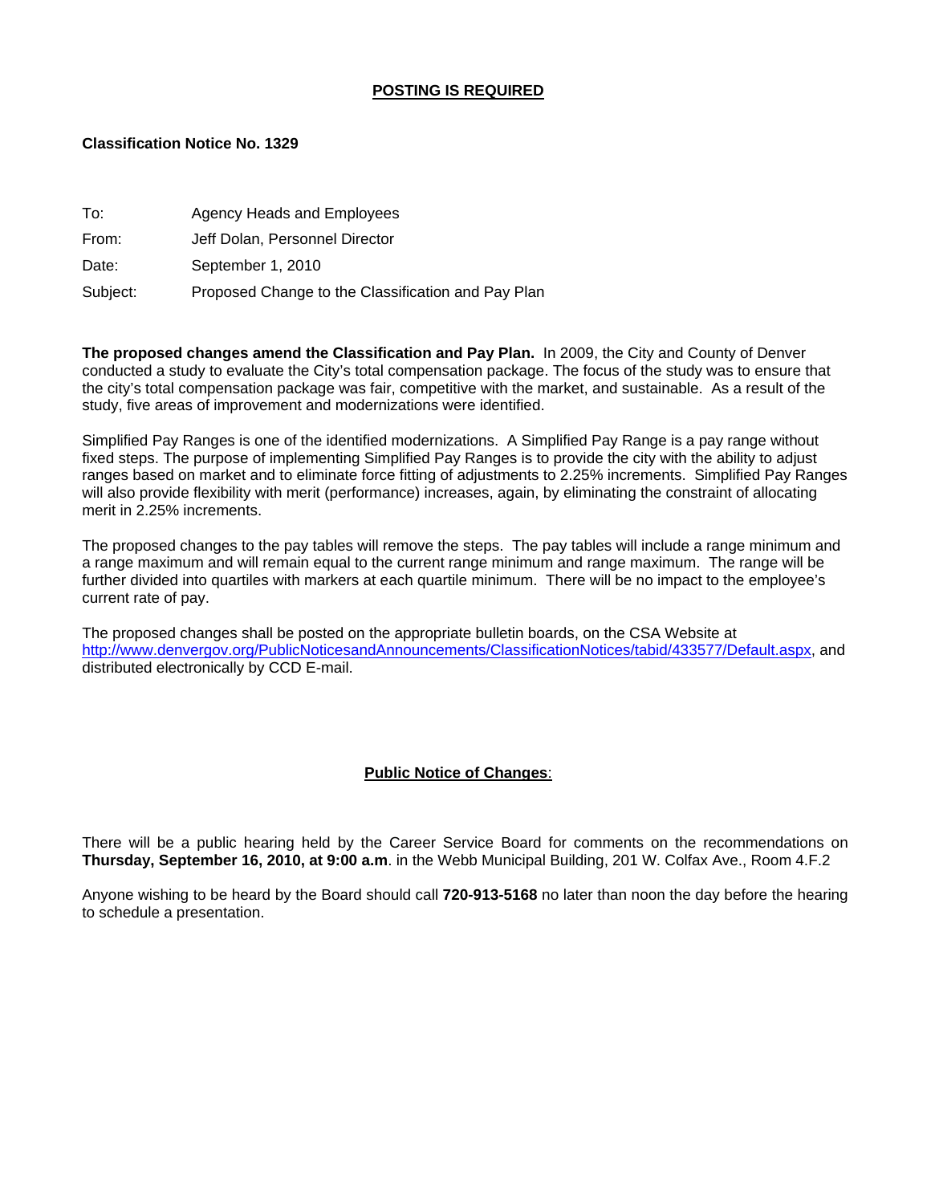**POSTING IS REQUIRED**

**Classification Notice No. 1329**

| | |
|---|---|
| To: | Agency Heads and Employees |
| From: | Jeff Dolan, Personnel Director |
| Date: | September 1, 2010 |
| Subject: | Proposed Change to the Classification and Pay Plan |

**The proposed changes amend the Classification and Pay Plan.** In 2009, the City and County of Denver conducted a study to evaluate the City's total compensation package. The focus of the study was to ensure that the city's total compensation package was fair, competitive with the market, and sustainable. As a result of the study, five areas of improvement and modernizations were identified.

Simplified Pay Ranges is one of the identified modernizations. A Simplified Pay Range is a pay range without fixed steps. The purpose of implementing Simplified Pay Ranges is to provide the city with the ability to adjust ranges based on market and to eliminate force fitting of adjustments to 2.25% increments. Simplified Pay Ranges will also provide flexibility with merit (performance) increases, again, by eliminating the constraint of allocating merit in 2.25% increments.

The proposed changes to the pay tables will remove the steps. The pay tables will include a range minimum and a range maximum and will remain equal to the current range minimum and range maximum. The range will be further divided into quartiles with markers at each quartile minimum. There will be no impact to the employee's current rate of pay.

The proposed changes shall be posted on the appropriate bulletin boards, on the CSA Website at http://www.denvergov.org/PublicNoticesandAnnouncements/ClassificationNotices/tabid/433577/Default.aspx, and distributed electronically by CCD E-mail.

**Public Notice of Changes**:

There will be a public hearing held by the Career Service Board for comments on the recommendations on **Thursday, September 16, 2010, at 9:00 a.m**. in the Webb Municipal Building, 201 W. Colfax Ave., Room 4.F.2

Anyone wishing to be heard by the Board should call **720-913-5168** no later than noon the day before the hearing to schedule a presentation.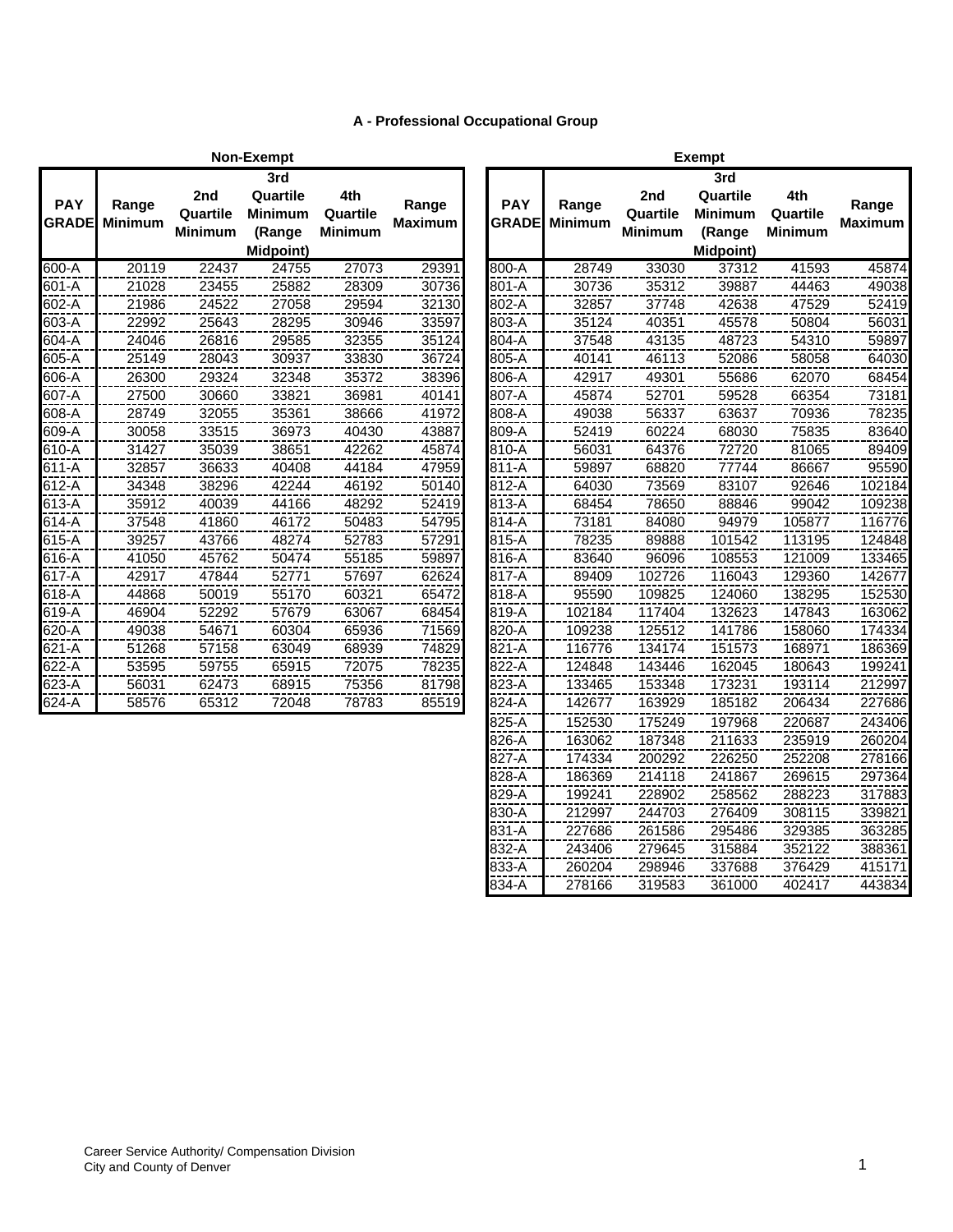### A - Professional Occupational Group

**Non-Exempt**

| PAY GRADE | Range Minimum | 2nd Quartile Minimum | 3rd Quartile Minimum (Range Midpoint) | 4th Quartile Minimum | Range Maximum |
|---|---|---|---|---|---|
| 600-A | 20119 | 22437 | 24755 | 27073 | 29391 |
| 601-A | 21028 | 23455 | 25882 | 28309 | 30736 |
| 602-A | 21986 | 24522 | 27058 | 29594 | 32130 |
| 603-A | 22992 | 25643 | 28295 | 30946 | 33597 |
| 604-A | 24046 | 26816 | 29585 | 32355 | 35124 |
| 605-A | 25149 | 28043 | 30937 | 33830 | 36724 |
| 606-A | 26300 | 29324 | 32348 | 35372 | 38396 |
| 607-A | 27500 | 30660 | 33821 | 36981 | 40141 |
| 608-A | 28749 | 32055 | 35361 | 38666 | 41972 |
| 609-A | 30058 | 33515 | 36973 | 40430 | 43887 |
| 610-A | 31427 | 35039 | 38651 | 42262 | 45874 |
| 611-A | 32857 | 36633 | 40408 | 44184 | 47959 |
| 612-A | 34348 | 38296 | 42244 | 46192 | 50140 |
| 613-A | 35912 | 40039 | 44166 | 48292 | 52419 |
| 614-A | 37548 | 41860 | 46172 | 50483 | 54795 |
| 615-A | 39257 | 43766 | 48274 | 52783 | 57291 |
| 616-A | 41050 | 45762 | 50474 | 55185 | 59897 |
| 617-A | 42917 | 47844 | 52771 | 57697 | 62624 |
| 618-A | 44868 | 50019 | 55170 | 60321 | 65472 |
| 619-A | 46904 | 52292 | 57679 | 63067 | 68454 |
| 620-A | 49038 | 54671 | 60304 | 65936 | 71569 |
| 621-A | 51268 | 57158 | 63049 | 68939 | 74829 |
| 622-A | 53595 | 59755 | 65915 | 72075 | 78235 |
| 623-A | 56031 | 62473 | 68915 | 75356 | 81798 |
| 624-A | 58576 | 65312 | 72048 | 78783 | 85519 |

**Exempt**

| PAY GRADE | Range Minimum | 2nd Quartile Minimum | 3rd Quartile Minimum (Range Midpoint) | 4th Quartile Minimum | Range Maximum |
|---|---|---|---|---|---|
| 800-A | 28749 | 33030 | 37312 | 41593 | 45874 |
| 801-A | 30736 | 35312 | 39887 | 44463 | 49038 |
| 802-A | 32857 | 37748 | 42638 | 47529 | 52419 |
| 803-A | 35124 | 40351 | 45578 | 50804 | 56031 |
| 804-A | 37548 | 43135 | 48723 | 54310 | 59897 |
| 805-A | 40141 | 46113 | 52086 | 58058 | 64030 |
| 806-A | 42917 | 49301 | 55686 | 62070 | 68454 |
| 807-A | 45874 | 52701 | 59528 | 66354 | 73181 |
| 808-A | 49038 | 56337 | 63637 | 70936 | 78235 |
| 809-A | 52419 | 60224 | 68030 | 75835 | 83640 |
| 810-A | 56031 | 64376 | 72720 | 81065 | 89409 |
| 811-A | 59897 | 68820 | 77744 | 86667 | 95590 |
| 812-A | 64030 | 73569 | 83107 | 92646 | 102184 |
| 813-A | 68454 | 78650 | 88846 | 99042 | 109238 |
| 814-A | 73181 | 84080 | 94979 | 105877 | 116776 |
| 815-A | 78235 | 89888 | 101542 | 113195 | 124848 |
| 816-A | 83640 | 96096 | 108553 | 121009 | 133465 |
| 817-A | 89409 | 102726 | 116043 | 129360 | 142677 |
| 818-A | 95590 | 109825 | 124060 | 138295 | 152530 |
| 819-A | 102184 | 117404 | 132623 | 147843 | 163062 |
| 820-A | 109238 | 125512 | 141786 | 158060 | 174334 |
| 821-A | 116776 | 134174 | 151573 | 168971 | 186369 |
| 822-A | 124848 | 143446 | 162045 | 180643 | 199241 |
| 823-A | 133465 | 153348 | 173231 | 193114 | 212997 |
| 824-A | 142677 | 163929 | 185182 | 206434 | 227686 |
| 825-A | 152530 | 175249 | 197968 | 220687 | 243406 |
| 826-A | 163062 | 187348 | 211633 | 235919 | 260204 |
| 827-A | 174334 | 200292 | 226250 | 252208 | 278166 |
| 828-A | 186369 | 214118 | 241867 | 269615 | 297364 |
| 829-A | 199241 | 228902 | 258562 | 288223 | 317883 |
| 830-A | 212997 | 244703 | 276409 | 308115 | 339821 |
| 831-A | 227686 | 261586 | 295486 | 329385 | 363285 |
| 832-A | 243406 | 279645 | 315884 | 352122 | 388361 |
| 833-A | 260204 | 298946 | 337688 | 376429 | 415171 |
| 834-A | 278166 | 319583 | 361000 | 402417 | 443834 |

Career Service Authority/ Compensation Division
City and County of Denver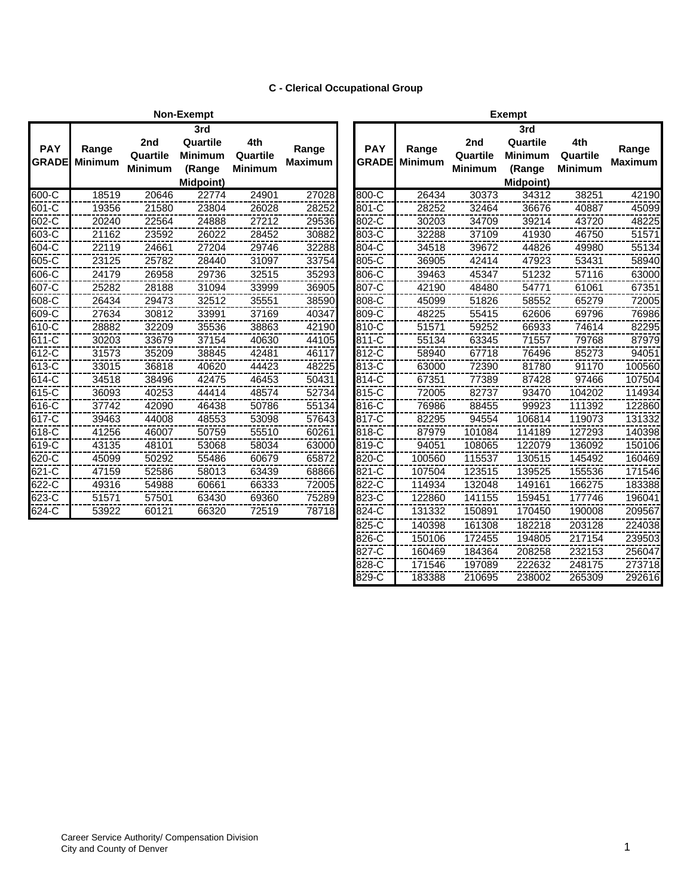# C - Clerical Occupational Group

## Non-Exempt

| PAY GRADE | Range Minimum | 2nd Quartile Minimum | 3rd Quartile Minimum (Range Midpoint) | 4th Quartile Minimum | Range Maximum |
|---|---|---|---|---|---|
| 600-C | 18519 | 20646 | 22774 | 24901 | 27028 |
| 601-C | 19356 | 21580 | 23804 | 26028 | 28252 |
| 602-C | 20240 | 22564 | 24888 | 27212 | 29536 |
| 603-C | 21162 | 23592 | 26022 | 28452 | 30882 |
| 604-C | 22119 | 24661 | 27204 | 29746 | 32288 |
| 605-C | 23125 | 25782 | 28440 | 31097 | 33754 |
| 606-C | 24179 | 26958 | 29736 | 32515 | 35293 |
| 607-C | 25282 | 28188 | 31094 | 33999 | 36905 |
| 608-C | 26434 | 29473 | 32512 | 35551 | 38590 |
| 609-C | 27634 | 30812 | 33991 | 37169 | 40347 |
| 610-C | 28882 | 32209 | 35536 | 38863 | 42190 |
| 611-C | 30203 | 33679 | 37154 | 40630 | 44105 |
| 612-C | 31573 | 35209 | 38845 | 42481 | 46117 |
| 613-C | 33015 | 36818 | 40620 | 44423 | 48225 |
| 614-C | 34518 | 38496 | 42475 | 46453 | 50431 |
| 615-C | 36093 | 40253 | 44414 | 48574 | 52734 |
| 616-C | 37742 | 42090 | 46438 | 50786 | 55134 |
| 617-C | 39463 | 44008 | 48553 | 53098 | 57643 |
| 618-C | 41256 | 46007 | 50759 | 55510 | 60261 |
| 619-C | 43135 | 48101 | 53068 | 58034 | 63000 |
| 620-C | 45099 | 50292 | 55486 | 60679 | 65872 |
| 621-C | 47159 | 52586 | 58013 | 63439 | 68866 |
| 622-C | 49316 | 54988 | 60661 | 66333 | 72005 |
| 623-C | 51571 | 57501 | 63430 | 69360 | 75289 |
| 624-C | 53922 | 60121 | 66320 | 72519 | 78718 |

## Exempt

| PAY GRADE | Range Minimum | 2nd Quartile Minimum | 3rd Quartile Minimum (Range Midpoint) | 4th Quartile Minimum | Range Maximum |
|---|---|---|---|---|---|
| 800-C | 26434 | 30373 | 34312 | 38251 | 42190 |
| 801-C | 28252 | 32464 | 36676 | 40887 | 45099 |
| 802-C | 30203 | 34709 | 39214 | 43720 | 48225 |
| 803-C | 32288 | 37109 | 41930 | 46750 | 51571 |
| 804-C | 34518 | 39672 | 44826 | 49980 | 55134 |
| 805-C | 36905 | 42414 | 47923 | 53431 | 58940 |
| 806-C | 39463 | 45347 | 51232 | 57116 | 63000 |
| 807-C | 42190 | 48480 | 54771 | 61061 | 67351 |
| 808-C | 45099 | 51826 | 58552 | 65279 | 72005 |
| 809-C | 48225 | 55415 | 62606 | 69796 | 76986 |
| 810-C | 51571 | 59252 | 66933 | 74614 | 82295 |
| 811-C | 55134 | 63345 | 71557 | 79768 | 87979 |
| 812-C | 58940 | 67718 | 76496 | 85273 | 94051 |
| 813-C | 63000 | 72390 | 81780 | 91170 | 100560 |
| 814-C | 67351 | 77389 | 87428 | 97466 | 107504 |
| 815-C | 72005 | 82737 | 93470 | 104202 | 114934 |
| 816-C | 76986 | 88455 | 99923 | 111392 | 122860 |
| 817-C | 82295 | 94554 | 106814 | 119073 | 131332 |
| 818-C | 87979 | 101084 | 114189 | 127293 | 140398 |
| 819-C | 94051 | 108065 | 122079 | 136092 | 150106 |
| 820-C | 100560 | 115537 | 130515 | 145492 | 160469 |
| 821-C | 107504 | 123515 | 139525 | 155536 | 171546 |
| 822-C | 114934 | 132048 | 149161 | 166275 | 183388 |
| 823-C | 122860 | 141155 | 159451 | 177746 | 196041 |
| 824-C | 131332 | 150891 | 170450 | 190008 | 209567 |
| 825-C | 140398 | 161308 | 182218 | 203128 | 224038 |
| 826-C | 150106 | 172455 | 194805 | 217154 | 239503 |
| 827-C | 160469 | 184364 | 208258 | 232153 | 256047 |
| 828-C | 171546 | 197089 | 222632 | 248175 | 273718 |
| 829-C | 183388 | 210695 | 238002 | 265309 | 292616 |

Career Service Authority/ Compensation Division
City and County of Denver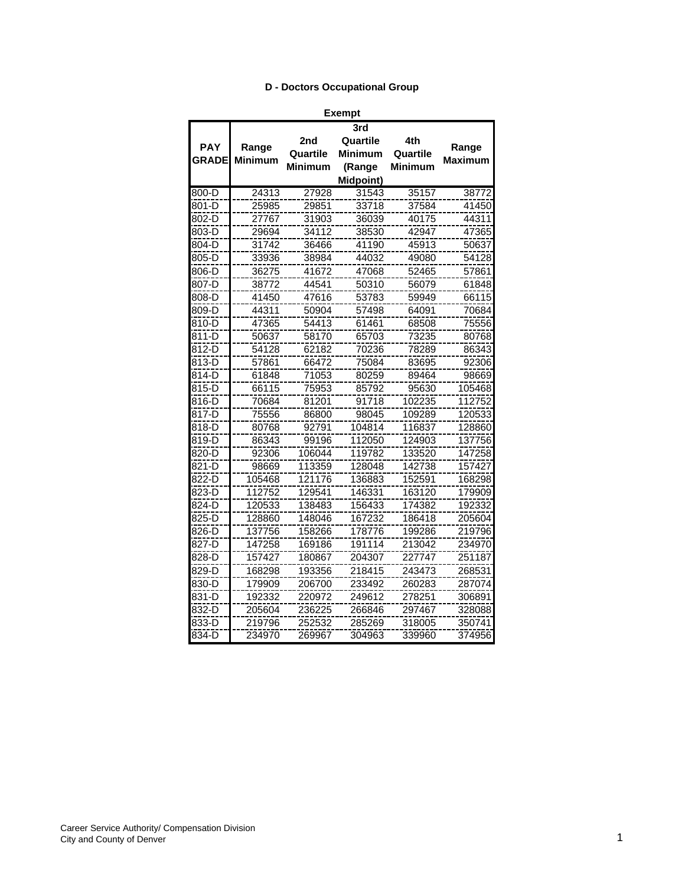## D - Doctors Occupational Group

**Exempt**

| PAY GRADE | Range Minimum | 2nd Quartile Minimum | 3rd Quartile Minimum (Range Midpoint) | 4th Quartile Minimum | Range Maximum |
|---|---|---|---|---|---|
| 800-D | 24313 | 27928 | 31543 | 35157 | 38772 |
| 801-D | 25985 | 29851 | 33718 | 37584 | 41450 |
| 802-D | 27767 | 31903 | 36039 | 40175 | 44311 |
| 803-D | 29694 | 34112 | 38530 | 42947 | 47365 |
| 804-D | 31742 | 36466 | 41190 | 45913 | 50637 |
| 805-D | 33936 | 38984 | 44032 | 49080 | 54128 |
| 806-D | 36275 | 41672 | 47068 | 52465 | 57861 |
| 807-D | 38772 | 44541 | 50310 | 56079 | 61848 |
| 808-D | 41450 | 47616 | 53783 | 59949 | 66115 |
| 809-D | 44311 | 50904 | 57498 | 64091 | 70684 |
| 810-D | 47365 | 54413 | 61461 | 68508 | 75556 |
| 811-D | 50637 | 58170 | 65703 | 73235 | 80768 |
| 812-D | 54128 | 62182 | 70236 | 78289 | 86343 |
| 813-D | 57861 | 66472 | 75084 | 83695 | 92306 |
| 814-D | 61848 | 71053 | 80259 | 89464 | 98669 |
| 815-D | 66115 | 75953 | 85792 | 95630 | 105468 |
| 816-D | 70684 | 81201 | 91718 | 102235 | 112752 |
| 817-D | 75556 | 86800 | 98045 | 109289 | 120533 |
| 818-D | 80768 | 92791 | 104814 | 116837 | 128860 |
| 819-D | 86343 | 99196 | 112050 | 124903 | 137756 |
| 820-D | 92306 | 106044 | 119782 | 133520 | 147258 |
| 821-D | 98669 | 113359 | 128048 | 142738 | 157427 |
| 822-D | 105468 | 121176 | 136883 | 152591 | 168298 |
| 823-D | 112752 | 129541 | 146331 | 163120 | 179909 |
| 824-D | 120533 | 138483 | 156433 | 174382 | 192332 |
| 825-D | 128860 | 148046 | 167232 | 186418 | 205604 |
| 826-D | 137756 | 158266 | 178776 | 199286 | 219796 |
| 827-D | 147258 | 169186 | 191114 | 213042 | 234970 |
| 828-D | 157427 | 180867 | 204307 | 227747 | 251187 |
| 829-D | 168298 | 193356 | 218415 | 243473 | 268531 |
| 830-D | 179909 | 206700 | 233492 | 260283 | 287074 |
| 831-D | 192332 | 220972 | 249612 | 278251 | 306891 |
| 832-D | 205604 | 236225 | 266846 | 297467 | 328088 |
| 833-D | 219796 | 252532 | 285269 | 318005 | 350741 |
| 834-D | 234970 | 269967 | 304963 | 339960 | 374956 |

Career Service Authority/ Compensation Division
City and County of Denver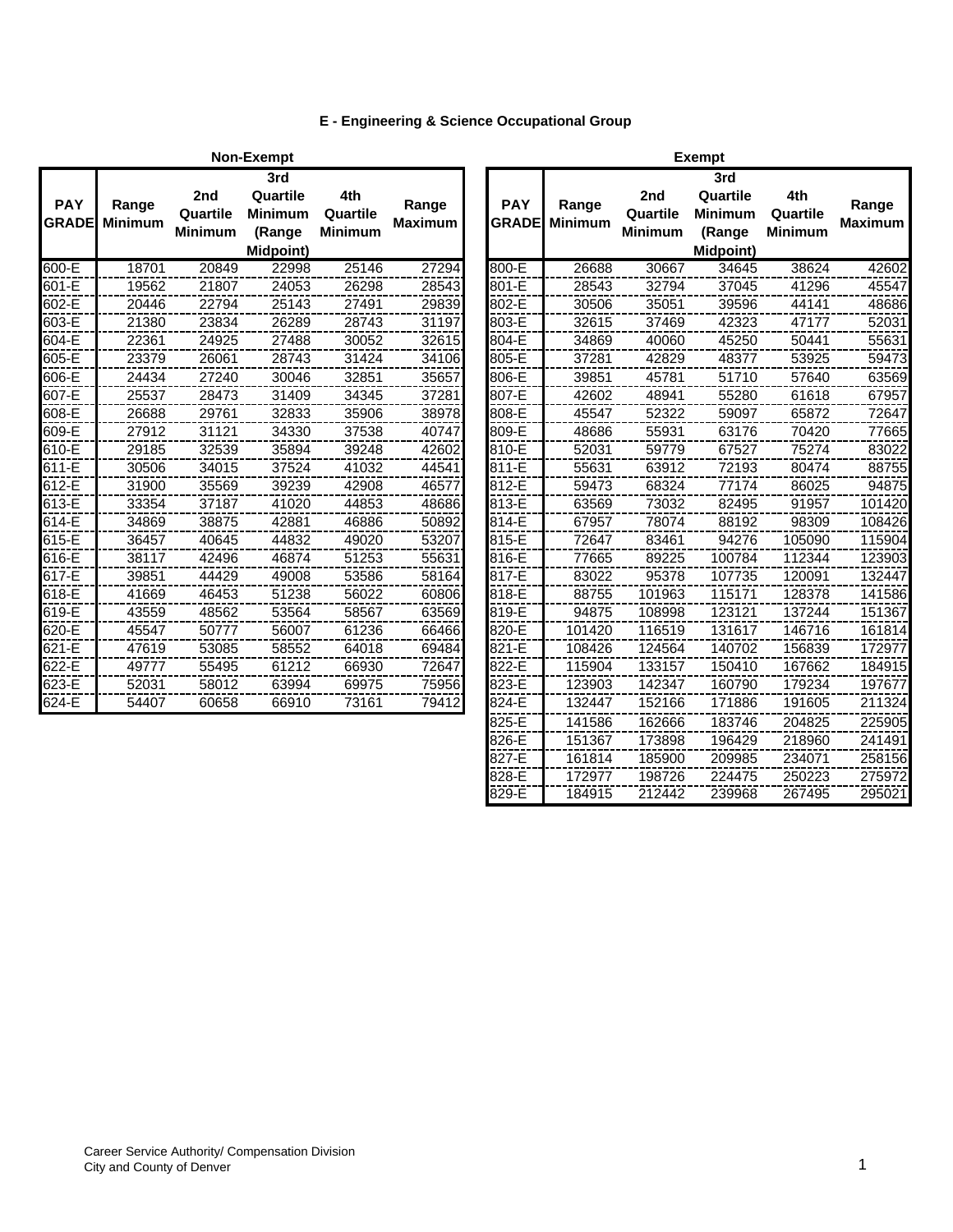## E - Engineering & Science Occupational Group

### Non-Exempt

| PAY GRADE | Range Minimum | 2nd Quartile Minimum | 3rd Quartile Minimum (Range Midpoint) | 4th Quartile Minimum | Range Maximum |
|---|---|---|---|---|---|
| 600-E | 18701 | 20849 | 22998 | 25146 | 27294 |
| 601-E | 19562 | 21807 | 24053 | 26298 | 28543 |
| 602-E | 20446 | 22794 | 25143 | 27491 | 29839 |
| 603-E | 21380 | 23834 | 26289 | 28743 | 31197 |
| 604-E | 22361 | 24925 | 27488 | 30052 | 32615 |
| 605-E | 23379 | 26061 | 28743 | 31424 | 34106 |
| 606-E | 24434 | 27240 | 30046 | 32851 | 35657 |
| 607-E | 25537 | 28473 | 31409 | 34345 | 37281 |
| 608-E | 26688 | 29761 | 32833 | 35906 | 38978 |
| 609-E | 27912 | 31121 | 34330 | 37538 | 40747 |
| 610-E | 29185 | 32539 | 35894 | 39248 | 42602 |
| 611-E | 30506 | 34015 | 37524 | 41032 | 44541 |
| 612-E | 31900 | 35569 | 39239 | 42908 | 46577 |
| 613-E | 33354 | 37187 | 41020 | 44853 | 48686 |
| 614-E | 34869 | 38875 | 42881 | 46886 | 50892 |
| 615-E | 36457 | 40645 | 44832 | 49020 | 53207 |
| 616-E | 38117 | 42496 | 46874 | 51253 | 55631 |
| 617-E | 39851 | 44429 | 49008 | 53586 | 58164 |
| 618-E | 41669 | 46453 | 51238 | 56022 | 60806 |
| 619-E | 43559 | 48562 | 53564 | 58567 | 63569 |
| 620-E | 45547 | 50777 | 56007 | 61236 | 66466 |
| 621-E | 47619 | 53085 | 58552 | 64018 | 69484 |
| 622-E | 49777 | 55495 | 61212 | 66930 | 72647 |
| 623-E | 52031 | 58012 | 63994 | 69975 | 75956 |
| 624-E | 54407 | 60658 | 66910 | 73161 | 79412 |

### Exempt

| PAY GRADE | Range Minimum | 2nd Quartile Minimum | 3rd Quartile Minimum (Range Midpoint) | 4th Quartile Minimum | Range Maximum |
|---|---|---|---|---|---|
| 800-E | 26688 | 30667 | 34645 | 38624 | 42602 |
| 801-E | 28543 | 32794 | 37045 | 41296 | 45547 |
| 802-E | 30506 | 35051 | 39596 | 44141 | 48686 |
| 803-E | 32615 | 37469 | 42323 | 47177 | 52031 |
| 804-E | 34869 | 40060 | 45250 | 50441 | 55631 |
| 805-E | 37281 | 42829 | 48377 | 53925 | 59473 |
| 806-E | 39851 | 45781 | 51710 | 57640 | 63569 |
| 807-E | 42602 | 48941 | 55280 | 61618 | 67957 |
| 808-E | 45547 | 52322 | 59097 | 65872 | 72647 |
| 809-E | 48686 | 55931 | 63176 | 70420 | 77665 |
| 810-E | 52031 | 59779 | 67527 | 75274 | 83022 |
| 811-E | 55631 | 63912 | 72193 | 80474 | 88755 |
| 812-E | 59473 | 68324 | 77174 | 86025 | 94875 |
| 813-E | 63569 | 73032 | 82495 | 91957 | 101420 |
| 814-E | 67957 | 78074 | 88192 | 98309 | 108426 |
| 815-E | 72647 | 83461 | 94276 | 105090 | 115904 |
| 816-E | 77665 | 89225 | 100784 | 112344 | 123903 |
| 817-E | 83022 | 95378 | 107735 | 120091 | 132447 |
| 818-E | 88755 | 101963 | 115171 | 128378 | 141586 |
| 819-E | 94875 | 108998 | 123121 | 137244 | 151367 |
| 820-E | 101420 | 116519 | 131617 | 146716 | 161814 |
| 821-E | 108426 | 124564 | 140702 | 156839 | 172977 |
| 822-E | 115904 | 133157 | 150410 | 167662 | 184915 |
| 823-E | 123903 | 142347 | 160790 | 179234 | 197677 |
| 824-E | 132447 | 152166 | 171886 | 191605 | 211324 |
| 825-E | 141586 | 162666 | 183746 | 204825 | 225905 |
| 826-E | 151367 | 173898 | 196429 | 218960 | 241491 |
| 827-E | 161814 | 185900 | 209985 | 234071 | 258156 |
| 828-E | 172977 | 198726 | 224475 | 250223 | 275972 |
| 829-E | 184915 | 212442 | 239968 | 267495 | 295021 |

Career Service Authority/ Compensation Division
City and County of Denver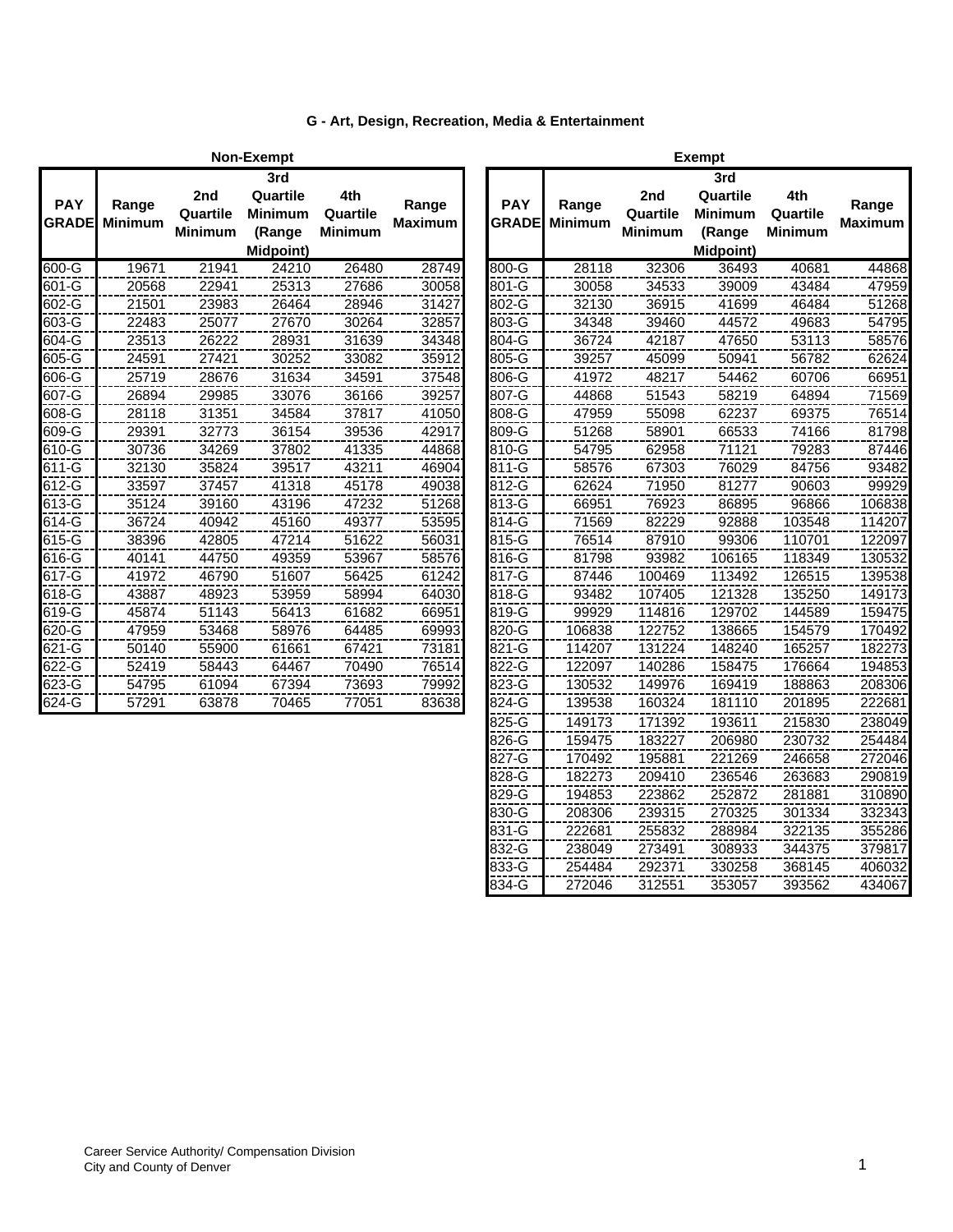## G - Art, Design, Recreation, Media & Entertainment

### Non-Exempt

| PAY GRADE | Range Minimum | 2nd Quartile Minimum | 3rd Quartile Minimum (Range Midpoint) | 4th Quartile Minimum | Range Maximum |
|---|---|---|---|---|---|
| 600-G | 19671 | 21941 | 24210 | 26480 | 28749 |
| 601-G | 20568 | 22941 | 25313 | 27686 | 30058 |
| 602-G | 21501 | 23983 | 26464 | 28946 | 31427 |
| 603-G | 22483 | 25077 | 27670 | 30264 | 32857 |
| 604-G | 23513 | 26222 | 28931 | 31639 | 34348 |
| 605-G | 24591 | 27421 | 30252 | 33082 | 35912 |
| 606-G | 25719 | 28676 | 31634 | 34591 | 37548 |
| 607-G | 26894 | 29985 | 33076 | 36166 | 39257 |
| 608-G | 28118 | 31351 | 34584 | 37817 | 41050 |
| 609-G | 29391 | 32773 | 36154 | 39536 | 42917 |
| 610-G | 30736 | 34269 | 37802 | 41335 | 44868 |
| 611-G | 32130 | 35824 | 39517 | 43211 | 46904 |
| 612-G | 33597 | 37457 | 41318 | 45178 | 49038 |
| 613-G | 35124 | 39160 | 43196 | 47232 | 51268 |
| 614-G | 36724 | 40942 | 45160 | 49377 | 53595 |
| 615-G | 38396 | 42805 | 47214 | 51622 | 56031 |
| 616-G | 40141 | 44750 | 49359 | 53967 | 58576 |
| 617-G | 41972 | 46790 | 51607 | 56425 | 61242 |
| 618-G | 43887 | 48923 | 53959 | 58994 | 64030 |
| 619-G | 45874 | 51143 | 56413 | 61682 | 66951 |
| 620-G | 47959 | 53468 | 58976 | 64485 | 69993 |
| 621-G | 50140 | 55900 | 61661 | 67421 | 73181 |
| 622-G | 52419 | 58443 | 64467 | 70490 | 76514 |
| 623-G | 54795 | 61094 | 67394 | 73693 | 79992 |
| 624-G | 57291 | 63878 | 70465 | 77051 | 83638 |

### Exempt

| PAY GRADE | Range Minimum | 2nd Quartile Minimum | 3rd Quartile Minimum (Range Midpoint) | 4th Quartile Minimum | Range Maximum |
|---|---|---|---|---|---|
| 800-G | 28118 | 32306 | 36493 | 40681 | 44868 |
| 801-G | 30058 | 34533 | 39009 | 43484 | 47959 |
| 802-G | 32130 | 36915 | 41699 | 46484 | 51268 |
| 803-G | 34348 | 39460 | 44572 | 49683 | 54795 |
| 804-G | 36724 | 42187 | 47650 | 53113 | 58576 |
| 805-G | 39257 | 45099 | 50941 | 56782 | 62624 |
| 806-G | 41972 | 48217 | 54462 | 60706 | 66951 |
| 807-G | 44868 | 51543 | 58219 | 64894 | 71569 |
| 808-G | 47959 | 55098 | 62237 | 69375 | 76514 |
| 809-G | 51268 | 58901 | 66533 | 74166 | 81798 |
| 810-G | 54795 | 62958 | 71121 | 79283 | 87446 |
| 811-G | 58576 | 67303 | 76029 | 84756 | 93482 |
| 812-G | 62624 | 71950 | 81277 | 90603 | 99929 |
| 813-G | 66951 | 76923 | 86895 | 96866 | 106838 |
| 814-G | 71569 | 82229 | 92888 | 103548 | 114207 |
| 815-G | 76514 | 87910 | 99306 | 110701 | 122097 |
| 816-G | 81798 | 93982 | 106165 | 118349 | 130532 |
| 817-G | 87446 | 100469 | 113492 | 126515 | 139538 |
| 818-G | 93482 | 107405 | 121328 | 135250 | 149173 |
| 819-G | 99929 | 114816 | 129702 | 144589 | 159475 |
| 820-G | 106838 | 122752 | 138665 | 154579 | 170492 |
| 821-G | 114207 | 131224 | 148240 | 165257 | 182273 |
| 822-G | 122097 | 140286 | 158475 | 176664 | 194853 |
| 823-G | 130532 | 149976 | 169419 | 188863 | 208306 |
| 824-G | 139538 | 160324 | 181110 | 201895 | 222681 |
| 825-G | 149173 | 171392 | 193611 | 215830 | 238049 |
| 826-G | 159475 | 183227 | 206980 | 230732 | 254484 |
| 827-G | 170492 | 195881 | 221269 | 246658 | 272046 |
| 828-G | 182273 | 209410 | 236546 | 263683 | 290819 |
| 829-G | 194853 | 223862 | 252872 | 281881 | 310890 |
| 830-G | 208306 | 239315 | 270325 | 301334 | 332343 |
| 831-G | 222681 | 255832 | 288984 | 322135 | 355286 |
| 832-G | 238049 | 273491 | 308933 | 344375 | 379817 |
| 833-G | 254484 | 292371 | 330258 | 368145 | 406032 |
| 834-G | 272046 | 312551 | 353057 | 393562 | 434067 |

Career Service Authority/ Compensation Division
City and County of Denver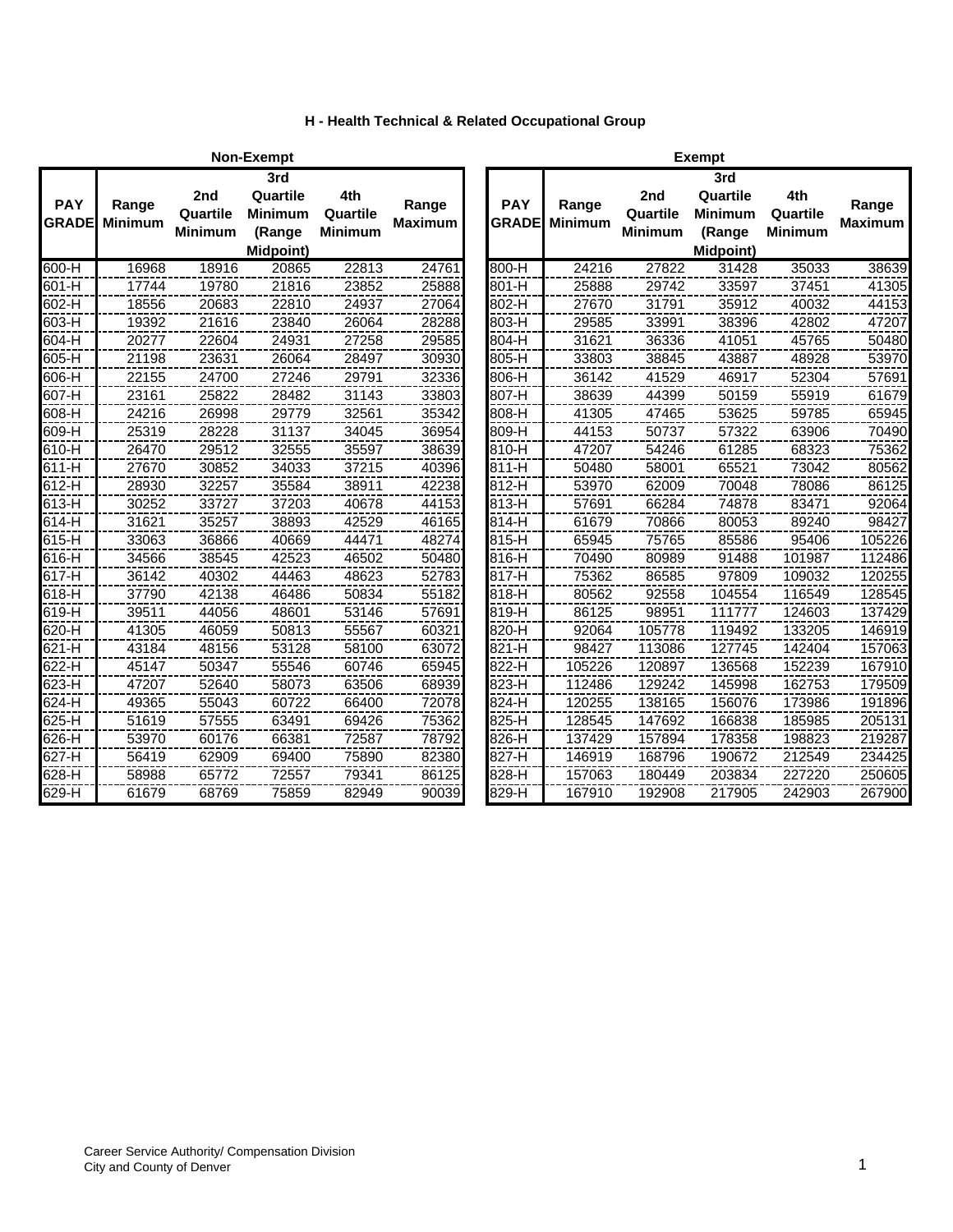## H - Health Technical & Related Occupational Group

### Non-Exempt

| PAY GRADE | Range Minimum | 2nd Quartile Minimum | 3rd Quartile Minimum (Range Midpoint) | 4th Quartile Minimum | Range Maximum |
|---|---|---|---|---|---|
| 600-H | 16968 | 18916 | 20865 | 22813 | 24761 |
| 601-H | 17744 | 19780 | 21816 | 23852 | 25888 |
| 602-H | 18556 | 20683 | 22810 | 24937 | 27064 |
| 603-H | 19392 | 21616 | 23840 | 26064 | 28288 |
| 604-H | 20277 | 22604 | 24931 | 27258 | 29585 |
| 605-H | 21198 | 23631 | 26064 | 28497 | 30930 |
| 606-H | 22155 | 24700 | 27246 | 29791 | 32336 |
| 607-H | 23161 | 25822 | 28482 | 31143 | 33803 |
| 608-H | 24216 | 26998 | 29779 | 32561 | 35342 |
| 609-H | 25319 | 28228 | 31137 | 34045 | 36954 |
| 610-H | 26470 | 29512 | 32555 | 35597 | 38639 |
| 611-H | 27670 | 30852 | 34033 | 37215 | 40396 |
| 612-H | 28930 | 32257 | 35584 | 38911 | 42238 |
| 613-H | 30252 | 33727 | 37203 | 40678 | 44153 |
| 614-H | 31621 | 35257 | 38893 | 42529 | 46165 |
| 615-H | 33063 | 36866 | 40669 | 44471 | 48274 |
| 616-H | 34566 | 38545 | 42523 | 46502 | 50480 |
| 617-H | 36142 | 40302 | 44463 | 48623 | 52783 |
| 618-H | 37790 | 42138 | 46486 | 50834 | 55182 |
| 619-H | 39511 | 44056 | 48601 | 53146 | 57691 |
| 620-H | 41305 | 46059 | 50813 | 55567 | 60321 |
| 621-H | 43184 | 48156 | 53128 | 58100 | 63072 |
| 622-H | 45147 | 50347 | 55546 | 60746 | 65945 |
| 623-H | 47207 | 52640 | 58073 | 63506 | 68939 |
| 624-H | 49365 | 55043 | 60722 | 66400 | 72078 |
| 625-H | 51619 | 57555 | 63491 | 69426 | 75362 |
| 626-H | 53970 | 60176 | 66381 | 72587 | 78792 |
| 627-H | 56419 | 62909 | 69400 | 75890 | 82380 |
| 628-H | 58988 | 65772 | 72557 | 79341 | 86125 |
| 629-H | 61679 | 68769 | 75859 | 82949 | 90039 |

### Exempt

| PAY GRADE | Range Minimum | 2nd Quartile Minimum | 3rd Quartile Minimum (Range Midpoint) | 4th Quartile Minimum | Range Maximum |
|---|---|---|---|---|---|
| 800-H | 24216 | 27822 | 31428 | 35033 | 38639 |
| 801-H | 25888 | 29742 | 33597 | 37451 | 41305 |
| 802-H | 27670 | 31791 | 35912 | 40032 | 44153 |
| 803-H | 29585 | 33991 | 38396 | 42802 | 47207 |
| 804-H | 31621 | 36336 | 41051 | 45765 | 50480 |
| 805-H | 33803 | 38845 | 43887 | 48928 | 53970 |
| 806-H | 36142 | 41529 | 46917 | 52304 | 57691 |
| 807-H | 38639 | 44399 | 50159 | 55919 | 61679 |
| 808-H | 41305 | 47465 | 53625 | 59785 | 65945 |
| 809-H | 44153 | 50737 | 57322 | 63906 | 70490 |
| 810-H | 47207 | 54246 | 61285 | 68323 | 75362 |
| 811-H | 50480 | 58001 | 65521 | 73042 | 80562 |
| 812-H | 53970 | 62009 | 70048 | 78086 | 86125 |
| 813-H | 57691 | 66284 | 74878 | 83471 | 92064 |
| 814-H | 61679 | 70866 | 80053 | 89240 | 98427 |
| 815-H | 65945 | 75765 | 85586 | 95406 | 105226 |
| 816-H | 70490 | 80989 | 91488 | 101987 | 112486 |
| 817-H | 75362 | 86585 | 97809 | 109032 | 120255 |
| 818-H | 80562 | 92558 | 104554 | 116549 | 128545 |
| 819-H | 86125 | 98951 | 111777 | 124603 | 137429 |
| 820-H | 92064 | 105778 | 119492 | 133205 | 146919 |
| 821-H | 98427 | 113086 | 127745 | 142404 | 157063 |
| 822-H | 105226 | 120897 | 136568 | 152239 | 167910 |
| 823-H | 112486 | 129242 | 145998 | 162753 | 179509 |
| 824-H | 120255 | 138165 | 156076 | 173986 | 191896 |
| 825-H | 128545 | 147692 | 166838 | 185985 | 205131 |
| 826-H | 137429 | 157894 | 178358 | 198823 | 219287 |
| 827-H | 146919 | 168796 | 190672 | 212549 | 234425 |
| 828-H | 157063 | 180449 | 203834 | 227220 | 250605 |
| 829-H | 167910 | 192908 | 217905 | 242903 | 267900 |

Career Service Authority/ Compensation Division
City and County of Denver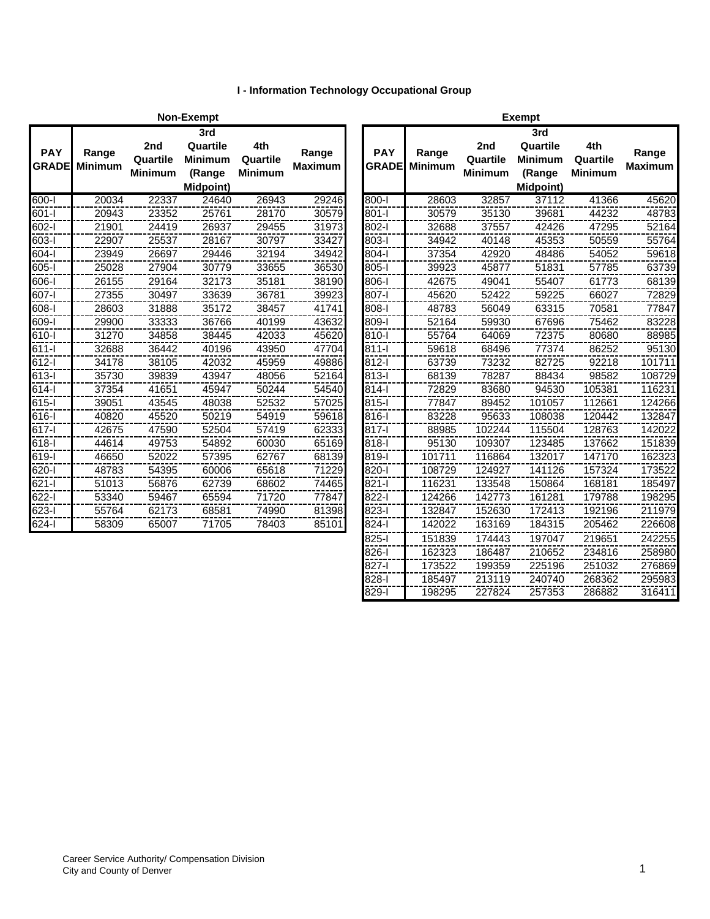### I - Information Technology Occupational Group

#### Non-Exempt

| PAY GRADE | Range Minimum | 2nd Quartile Minimum | 3rd Quartile Minimum (Range Midpoint) | 4th Quartile Minimum | Range Maximum |
|---|---|---|---|---|---|
| 600-I | 20034 | 22337 | 24640 | 26943 | 29246 |
| 601-I | 20943 | 23352 | 25761 | 28170 | 30579 |
| 602-I | 21901 | 24419 | 26937 | 29455 | 31973 |
| 603-I | 22907 | 25537 | 28167 | 30797 | 33427 |
| 604-I | 23949 | 26697 | 29446 | 32194 | 34942 |
| 605-I | 25028 | 27904 | 30779 | 33655 | 36530 |
| 606-I | 26155 | 29164 | 32173 | 35181 | 38190 |
| 607-I | 27355 | 30497 | 33639 | 36781 | 39923 |
| 608-I | 28603 | 31888 | 35172 | 38457 | 41741 |
| 609-I | 29900 | 33333 | 36766 | 40199 | 43632 |
| 610-I | 31270 | 34858 | 38445 | 42033 | 45620 |
| 611-I | 32688 | 36442 | 40196 | 43950 | 47704 |
| 612-I | 34178 | 38105 | 42032 | 45959 | 49886 |
| 613-I | 35730 | 39839 | 43947 | 48056 | 52164 |
| 614-I | 37354 | 41651 | 45947 | 50244 | 54540 |
| 615-I | 39051 | 43545 | 48038 | 52532 | 57025 |
| 616-I | 40820 | 45520 | 50219 | 54919 | 59618 |
| 617-I | 42675 | 47590 | 52504 | 57419 | 62333 |
| 618-I | 44614 | 49753 | 54892 | 60030 | 65169 |
| 619-I | 46650 | 52022 | 57395 | 62767 | 68139 |
| 620-I | 48783 | 54395 | 60006 | 65618 | 71229 |
| 621-I | 51013 | 56876 | 62739 | 68602 | 74465 |
| 622-I | 53340 | 59467 | 65594 | 71720 | 77847 |
| 623-I | 55764 | 62173 | 68581 | 74990 | 81398 |
| 624-I | 58309 | 65007 | 71705 | 78403 | 85101 |

#### Exempt

| PAY GRADE | Range Minimum | 2nd Quartile Minimum | 3rd Quartile Minimum (Range Midpoint) | 4th Quartile Minimum | Range Maximum |
|---|---|---|---|---|---|
| 800-I | 28603 | 32857 | 37112 | 41366 | 45620 |
| 801-I | 30579 | 35130 | 39681 | 44232 | 48783 |
| 802-I | 32688 | 37557 | 42426 | 47295 | 52164 |
| 803-I | 34942 | 40148 | 45353 | 50559 | 55764 |
| 804-I | 37354 | 42920 | 48486 | 54052 | 59618 |
| 805-I | 39923 | 45877 | 51831 | 57785 | 63739 |
| 806-I | 42675 | 49041 | 55407 | 61773 | 68139 |
| 807-I | 45620 | 52422 | 59225 | 66027 | 72829 |
| 808-I | 48783 | 56049 | 63315 | 70581 | 77847 |
| 809-I | 52164 | 59930 | 67696 | 75462 | 83228 |
| 810-I | 55764 | 64069 | 72375 | 80680 | 88985 |
| 811-I | 59618 | 68496 | 77374 | 86252 | 95130 |
| 812-I | 63739 | 73232 | 82725 | 92218 | 101711 |
| 813-I | 68139 | 78287 | 88434 | 98582 | 108729 |
| 814-I | 72829 | 83680 | 94530 | 105381 | 116231 |
| 815-I | 77847 | 89452 | 101057 | 112661 | 124266 |
| 816-I | 83228 | 95633 | 108038 | 120442 | 132847 |
| 817-I | 88985 | 102244 | 115504 | 128763 | 142022 |
| 818-I | 95130 | 109307 | 123485 | 137662 | 151839 |
| 819-I | 101711 | 116864 | 132017 | 147170 | 162323 |
| 820-I | 108729 | 124927 | 141126 | 157324 | 173522 |
| 821-I | 116231 | 133548 | 150864 | 168181 | 185497 |
| 822-I | 124266 | 142773 | 161281 | 179788 | 198295 |
| 823-I | 132847 | 152630 | 172413 | 192196 | 211979 |
| 824-I | 142022 | 163169 | 184315 | 205462 | 226608 |
| 825-I | 151839 | 174443 | 197047 | 219651 | 242255 |
| 826-I | 162323 | 186487 | 210652 | 234816 | 258980 |
| 827-I | 173522 | 199359 | 225196 | 251032 | 276869 |
| 828-I | 185497 | 213119 | 240740 | 268362 | 295983 |
| 829-I | 198295 | 227824 | 257353 | 286882 | 316411 |

Career Service Authority/ Compensation Division
City and County of Denver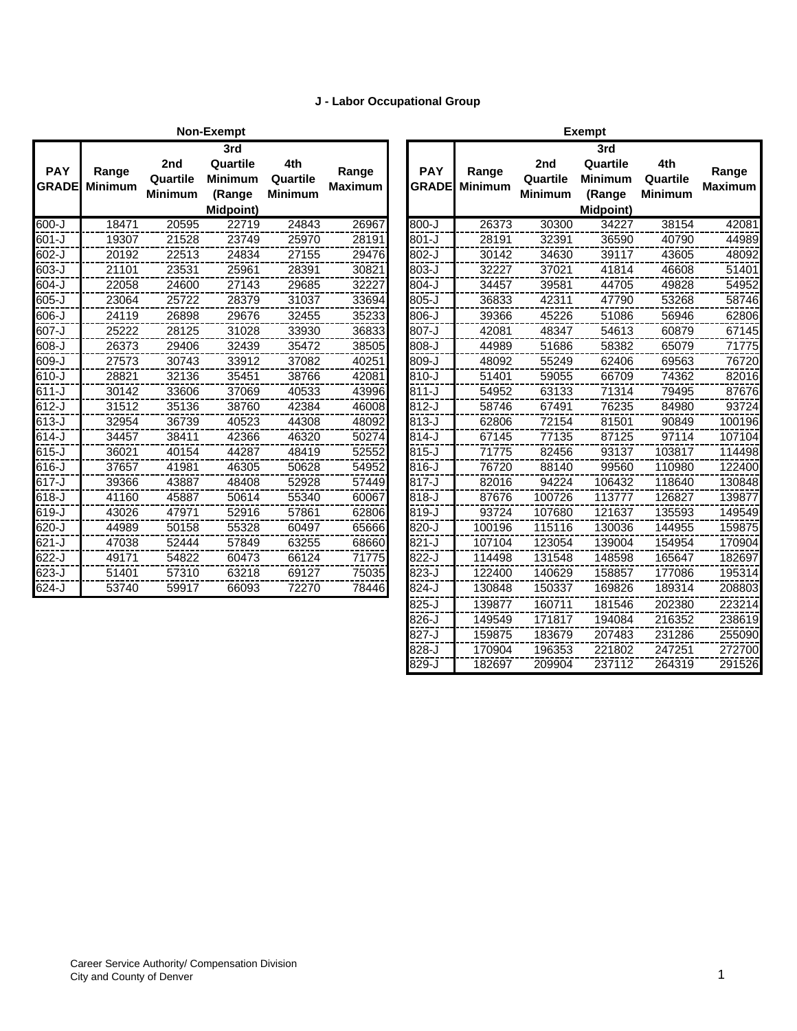### J - Labor Occupational Group

**Non-Exempt**

| PAY GRADE | Range Minimum | 2nd Quartile Minimum | 3rd Quartile Minimum (Range Midpoint) | 4th Quartile Minimum | Range Maximum |
|---|---|---|---|---|---|
| 600-J | 18471 | 20595 | 22719 | 24843 | 26967 |
| 601-J | 19307 | 21528 | 23749 | 25970 | 28191 |
| 602-J | 20192 | 22513 | 24834 | 27155 | 29476 |
| 603-J | 21101 | 23531 | 25961 | 28391 | 30821 |
| 604-J | 22058 | 24600 | 27143 | 29685 | 32227 |
| 605-J | 23064 | 25722 | 28379 | 31037 | 33694 |
| 606-J | 24119 | 26898 | 29676 | 32455 | 35233 |
| 607-J | 25222 | 28125 | 31028 | 33930 | 36833 |
| 608-J | 26373 | 29406 | 32439 | 35472 | 38505 |
| 609-J | 27573 | 30743 | 33912 | 37082 | 40251 |
| 610-J | 28821 | 32136 | 35451 | 38766 | 42081 |
| 611-J | 30142 | 33606 | 37069 | 40533 | 43996 |
| 612-J | 31512 | 35136 | 38760 | 42384 | 46008 |
| 613-J | 32954 | 36739 | 40523 | 44308 | 48092 |
| 614-J | 34457 | 38411 | 42366 | 46320 | 50274 |
| 615-J | 36021 | 40154 | 44287 | 48419 | 52552 |
| 616-J | 37657 | 41981 | 46305 | 50628 | 54952 |
| 617-J | 39366 | 43887 | 48408 | 52928 | 57449 |
| 618-J | 41160 | 45887 | 50614 | 55340 | 60067 |
| 619-J | 43026 | 47971 | 52916 | 57861 | 62806 |
| 620-J | 44989 | 50158 | 55328 | 60497 | 65666 |
| 621-J | 47038 | 52444 | 57849 | 63255 | 68660 |
| 622-J | 49171 | 54822 | 60473 | 66124 | 71775 |
| 623-J | 51401 | 57310 | 63218 | 69127 | 75035 |
| 624-J | 53740 | 59917 | 66093 | 72270 | 78446 |

**Exempt**

| PAY GRADE | Range Minimum | 2nd Quartile Minimum | 3rd Quartile Minimum (Range Midpoint) | 4th Quartile Minimum | Range Maximum |
|---|---|---|---|---|---|
| 800-J | 26373 | 30300 | 34227 | 38154 | 42081 |
| 801-J | 28191 | 32391 | 36590 | 40790 | 44989 |
| 802-J | 30142 | 34630 | 39117 | 43605 | 48092 |
| 803-J | 32227 | 37021 | 41814 | 46608 | 51401 |
| 804-J | 34457 | 39581 | 44705 | 49828 | 54952 |
| 805-J | 36833 | 42311 | 47790 | 53268 | 58746 |
| 806-J | 39366 | 45226 | 51086 | 56946 | 62806 |
| 807-J | 42081 | 48347 | 54613 | 60879 | 67145 |
| 808-J | 44989 | 51686 | 58382 | 65079 | 71775 |
| 809-J | 48092 | 55249 | 62406 | 69563 | 76720 |
| 810-J | 51401 | 59055 | 66709 | 74362 | 82016 |
| 811-J | 54952 | 63133 | 71314 | 79495 | 87676 |
| 812-J | 58746 | 67491 | 76235 | 84980 | 93724 |
| 813-J | 62806 | 72154 | 81501 | 90849 | 100196 |
| 814-J | 67145 | 77135 | 87125 | 97114 | 107104 |
| 815-J | 71775 | 82456 | 93137 | 103817 | 114498 |
| 816-J | 76720 | 88140 | 99560 | 110980 | 122400 |
| 817-J | 82016 | 94224 | 106432 | 118640 | 130848 |
| 818-J | 87676 | 100726 | 113777 | 126827 | 139877 |
| 819-J | 93724 | 107680 | 121637 | 135593 | 149549 |
| 820-J | 100196 | 115116 | 130036 | 144955 | 159875 |
| 821-J | 107104 | 123054 | 139004 | 154954 | 170904 |
| 822-J | 114498 | 131548 | 148598 | 165647 | 182697 |
| 823-J | 122400 | 140629 | 158857 | 177086 | 195314 |
| 824-J | 130848 | 150337 | 169826 | 189314 | 208803 |
| 825-J | 139877 | 160711 | 181546 | 202380 | 223214 |
| 826-J | 149549 | 171817 | 194084 | 216352 | 238619 |
| 827-J | 159875 | 183679 | 207483 | 231286 | 255090 |
| 828-J | 170904 | 196353 | 221802 | 247251 | 272700 |
| 829-J | 182697 | 209904 | 237112 | 264319 | 291526 |

Career Service Authority/ Compensation Division
City and County of Denver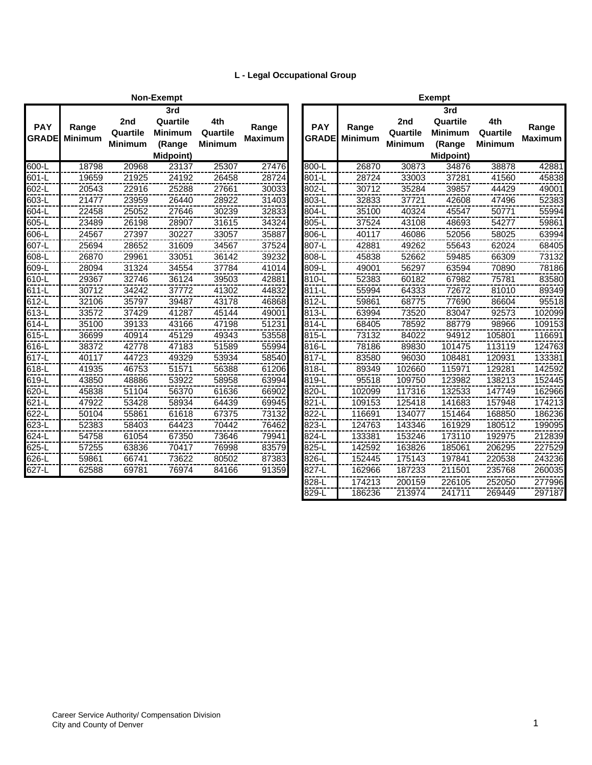## L - Legal Occupational Group

### Non-Exempt

| PAY GRADE | Range Minimum | 2nd Quartile Minimum | 3rd Quartile Minimum (Range Midpoint) | 4th Quartile Minimum | Range Maximum |
|---|---|---|---|---|---|
| 600-L | 18798 | 20968 | 23137 | 25307 | 27476 |
| 601-L | 19659 | 21925 | 24192 | 26458 | 28724 |
| 602-L | 20543 | 22916 | 25288 | 27661 | 30033 |
| 603-L | 21477 | 23959 | 26440 | 28922 | 31403 |
| 604-L | 22458 | 25052 | 27646 | 30239 | 32833 |
| 605-L | 23489 | 26198 | 28907 | 31615 | 34324 |
| 606-L | 24567 | 27397 | 30227 | 33057 | 35887 |
| 607-L | 25694 | 28652 | 31609 | 34567 | 37524 |
| 608-L | 26870 | 29961 | 33051 | 36142 | 39232 |
| 609-L | 28094 | 31324 | 34554 | 37784 | 41014 |
| 610-L | 29367 | 32746 | 36124 | 39503 | 42881 |
| 611-L | 30712 | 34242 | 37772 | 41302 | 44832 |
| 612-L | 32106 | 35797 | 39487 | 43178 | 46868 |
| 613-L | 33572 | 37429 | 41287 | 45144 | 49001 |
| 614-L | 35100 | 39133 | 43166 | 47198 | 51231 |
| 615-L | 36699 | 40914 | 45129 | 49343 | 53558 |
| 616-L | 38372 | 42778 | 47183 | 51589 | 55994 |
| 617-L | 40117 | 44723 | 49329 | 53934 | 58540 |
| 618-L | 41935 | 46753 | 51571 | 56388 | 61206 |
| 619-L | 43850 | 48886 | 53922 | 58958 | 63994 |
| 620-L | 45838 | 51104 | 56370 | 61636 | 66902 |
| 621-L | 47922 | 53428 | 58934 | 64439 | 69945 |
| 622-L | 50104 | 55861 | 61618 | 67375 | 73132 |
| 623-L | 52383 | 58403 | 64423 | 70442 | 76462 |
| 624-L | 54758 | 61054 | 67350 | 73646 | 79941 |
| 625-L | 57255 | 63836 | 70417 | 76998 | 83579 |
| 626-L | 59861 | 66741 | 73622 | 80502 | 87383 |
| 627-L | 62588 | 69781 | 76974 | 84166 | 91359 |

### Exempt

| PAY GRADE | Range Minimum | 2nd Quartile Minimum | 3rd Quartile Minimum (Range Midpoint) | 4th Quartile Minimum | Range Maximum |
|---|---|---|---|---|---|
| 800-L | 26870 | 30873 | 34876 | 38878 | 42881 |
| 801-L | 28724 | 33003 | 37281 | 41560 | 45838 |
| 802-L | 30712 | 35284 | 39857 | 44429 | 49001 |
| 803-L | 32833 | 37721 | 42608 | 47496 | 52383 |
| 804-L | 35100 | 40324 | 45547 | 50771 | 55994 |
| 805-L | 37524 | 43108 | 48693 | 54277 | 59861 |
| 806-L | 40117 | 46086 | 52056 | 58025 | 63994 |
| 807-L | 42881 | 49262 | 55643 | 62024 | 68405 |
| 808-L | 45838 | 52662 | 59485 | 66309 | 73132 |
| 809-L | 49001 | 56297 | 63594 | 70890 | 78186 |
| 810-L | 52383 | 60182 | 67982 | 75781 | 83580 |
| 811-L | 55994 | 64333 | 72672 | 81010 | 89349 |
| 812-L | 59861 | 68775 | 77690 | 86604 | 95518 |
| 813-L | 63994 | 73520 | 83047 | 92573 | 102099 |
| 814-L | 68405 | 78592 | 88779 | 98966 | 109153 |
| 815-L | 73132 | 84022 | 94912 | 105801 | 116691 |
| 816-L | 78186 | 89830 | 101475 | 113119 | 124763 |
| 817-L | 83580 | 96030 | 108481 | 120931 | 133381 |
| 818-L | 89349 | 102660 | 115971 | 129281 | 142592 |
| 819-L | 95518 | 109750 | 123982 | 138213 | 152445 |
| 820-L | 102099 | 117316 | 132533 | 147749 | 162966 |
| 821-L | 109153 | 125418 | 141683 | 157948 | 174213 |
| 822-L | 116691 | 134077 | 151464 | 168850 | 186236 |
| 823-L | 124763 | 143346 | 161929 | 180512 | 199095 |
| 824-L | 133381 | 153246 | 173110 | 192975 | 212839 |
| 825-L | 142592 | 163826 | 185061 | 206295 | 227529 |
| 826-L | 152445 | 175143 | 197841 | 220538 | 243236 |
| 827-L | 162966 | 187233 | 211501 | 235768 | 260035 |
| 828-L | 174213 | 200159 | 226105 | 252050 | 277996 |
| 829-L | 186236 | 213974 | 241711 | 269449 | 297187 |

Career Service Authority/ Compensation Division
City and County of Denver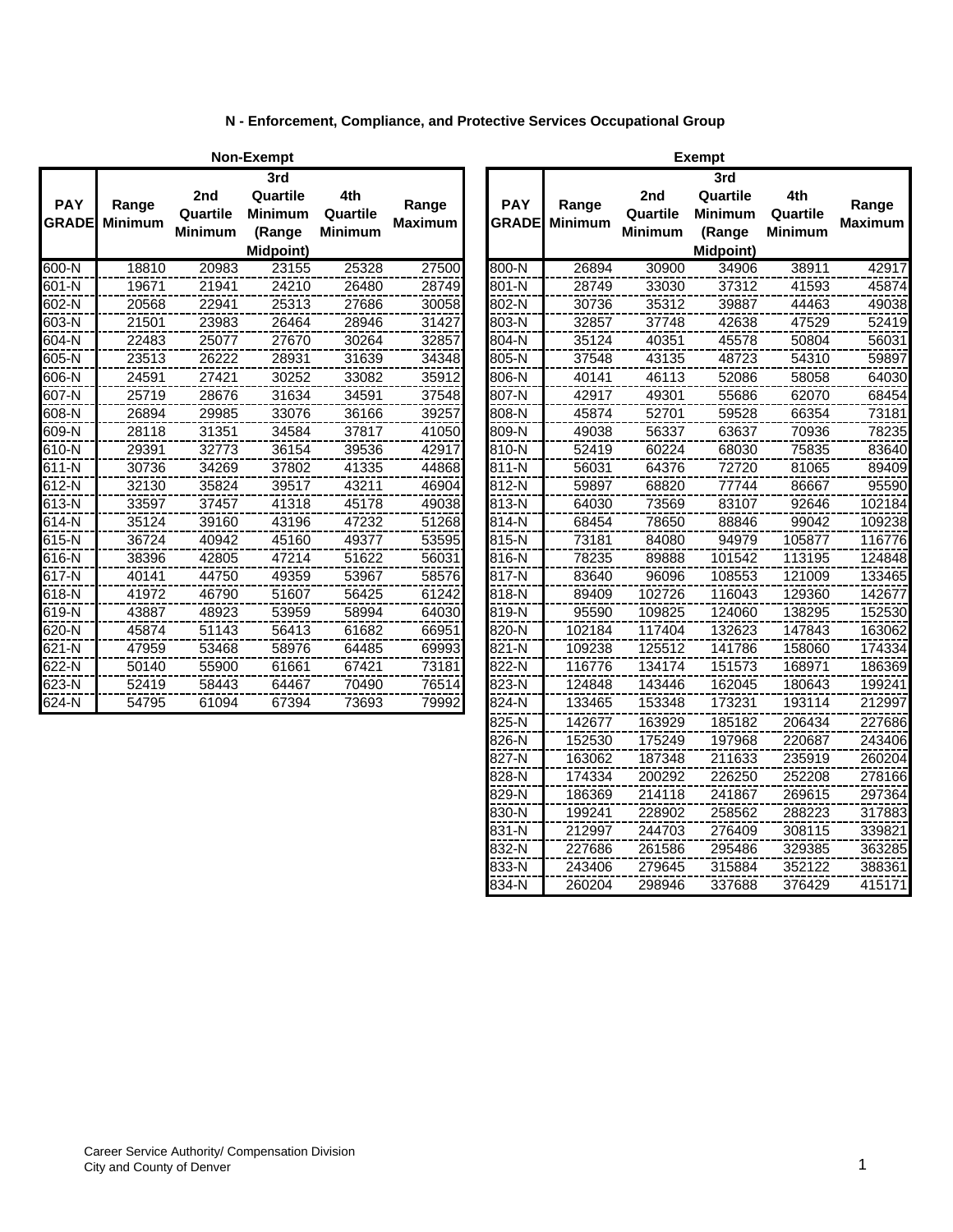## N - Enforcement, Compliance, and Protective Services Occupational Group

### Non-Exempt

| PAY GRADE | Range Minimum | 2nd Quartile Minimum | 3rd Quartile Minimum (Range Midpoint) | 4th Quartile Minimum | Range Maximum |
|---|---|---|---|---|---|
| 600-N | 18810 | 20983 | 23155 | 25328 | 27500 |
| 601-N | 19671 | 21941 | 24210 | 26480 | 28749 |
| 602-N | 20568 | 22941 | 25313 | 27686 | 30058 |
| 603-N | 21501 | 23983 | 26464 | 28946 | 31427 |
| 604-N | 22483 | 25077 | 27670 | 30264 | 32857 |
| 605-N | 23513 | 26222 | 28931 | 31639 | 34348 |
| 606-N | 24591 | 27421 | 30252 | 33082 | 35912 |
| 607-N | 25719 | 28676 | 31634 | 34591 | 37548 |
| 608-N | 26894 | 29985 | 33076 | 36166 | 39257 |
| 609-N | 28118 | 31351 | 34584 | 37817 | 41050 |
| 610-N | 29391 | 32773 | 36154 | 39536 | 42917 |
| 611-N | 30736 | 34269 | 37802 | 41335 | 44868 |
| 612-N | 32130 | 35824 | 39517 | 43211 | 46904 |
| 613-N | 33597 | 37457 | 41318 | 45178 | 49038 |
| 614-N | 35124 | 39160 | 43196 | 47232 | 51268 |
| 615-N | 36724 | 40942 | 45160 | 49377 | 53595 |
| 616-N | 38396 | 42805 | 47214 | 51622 | 56031 |
| 617-N | 40141 | 44750 | 49359 | 53967 | 58576 |
| 618-N | 41972 | 46790 | 51607 | 56425 | 61242 |
| 619-N | 43887 | 48923 | 53959 | 58994 | 64030 |
| 620-N | 45874 | 51143 | 56413 | 61682 | 66951 |
| 621-N | 47959 | 53468 | 58976 | 64485 | 69993 |
| 622-N | 50140 | 55900 | 61661 | 67421 | 73181 |
| 623-N | 52419 | 58443 | 64467 | 70490 | 76514 |
| 624-N | 54795 | 61094 | 67394 | 73693 | 79992 |

### Exempt

| PAY GRADE | Range Minimum | 2nd Quartile Minimum | 3rd Quartile Minimum (Range Midpoint) | 4th Quartile Minimum | Range Maximum |
|---|---|---|---|---|---|
| 800-N | 26894 | 30900 | 34906 | 38911 | 42917 |
| 801-N | 28749 | 33030 | 37312 | 41593 | 45874 |
| 802-N | 30736 | 35312 | 39887 | 44463 | 49038 |
| 803-N | 32857 | 37748 | 42638 | 47529 | 52419 |
| 804-N | 35124 | 40351 | 45578 | 50804 | 56031 |
| 805-N | 37548 | 43135 | 48723 | 54310 | 59897 |
| 806-N | 40141 | 46113 | 52086 | 58058 | 64030 |
| 807-N | 42917 | 49301 | 55686 | 62070 | 68454 |
| 808-N | 45874 | 52701 | 59528 | 66354 | 73181 |
| 809-N | 49038 | 56337 | 63637 | 70936 | 78235 |
| 810-N | 52419 | 60224 | 68030 | 75835 | 83640 |
| 811-N | 56031 | 64376 | 72720 | 81065 | 89409 |
| 812-N | 59897 | 68820 | 77744 | 86667 | 95590 |
| 813-N | 64030 | 73569 | 83107 | 92646 | 102184 |
| 814-N | 68454 | 78650 | 88846 | 99042 | 109238 |
| 815-N | 73181 | 84080 | 94979 | 105877 | 116776 |
| 816-N | 78235 | 89888 | 101542 | 113195 | 124848 |
| 817-N | 83640 | 96096 | 108553 | 121009 | 133465 |
| 818-N | 89409 | 102726 | 116043 | 129360 | 142677 |
| 819-N | 95590 | 109825 | 124060 | 138295 | 152530 |
| 820-N | 102184 | 117404 | 132623 | 147843 | 163062 |
| 821-N | 109238 | 125512 | 141786 | 158060 | 174334 |
| 822-N | 116776 | 134174 | 151573 | 168971 | 186369 |
| 823-N | 124848 | 143446 | 162045 | 180643 | 199241 |
| 824-N | 133465 | 153348 | 173231 | 193114 | 212997 |
| 825-N | 142677 | 163929 | 185182 | 206434 | 227686 |
| 826-N | 152530 | 175249 | 197968 | 220687 | 243406 |
| 827-N | 163062 | 187348 | 211633 | 235919 | 260204 |
| 828-N | 174334 | 200292 | 226250 | 252208 | 278166 |
| 829-N | 186369 | 214118 | 241867 | 269615 | 297364 |
| 830-N | 199241 | 228902 | 258562 | 288223 | 317883 |
| 831-N | 212997 | 244703 | 276409 | 308115 | 339821 |
| 832-N | 227686 | 261586 | 295486 | 329385 | 363285 |
| 833-N | 243406 | 279645 | 315884 | 352122 | 388361 |
| 834-N | 260204 | 298946 | 337688 | 376429 | 415171 |

Career Service Authority/ Compensation Division
City and County of Denver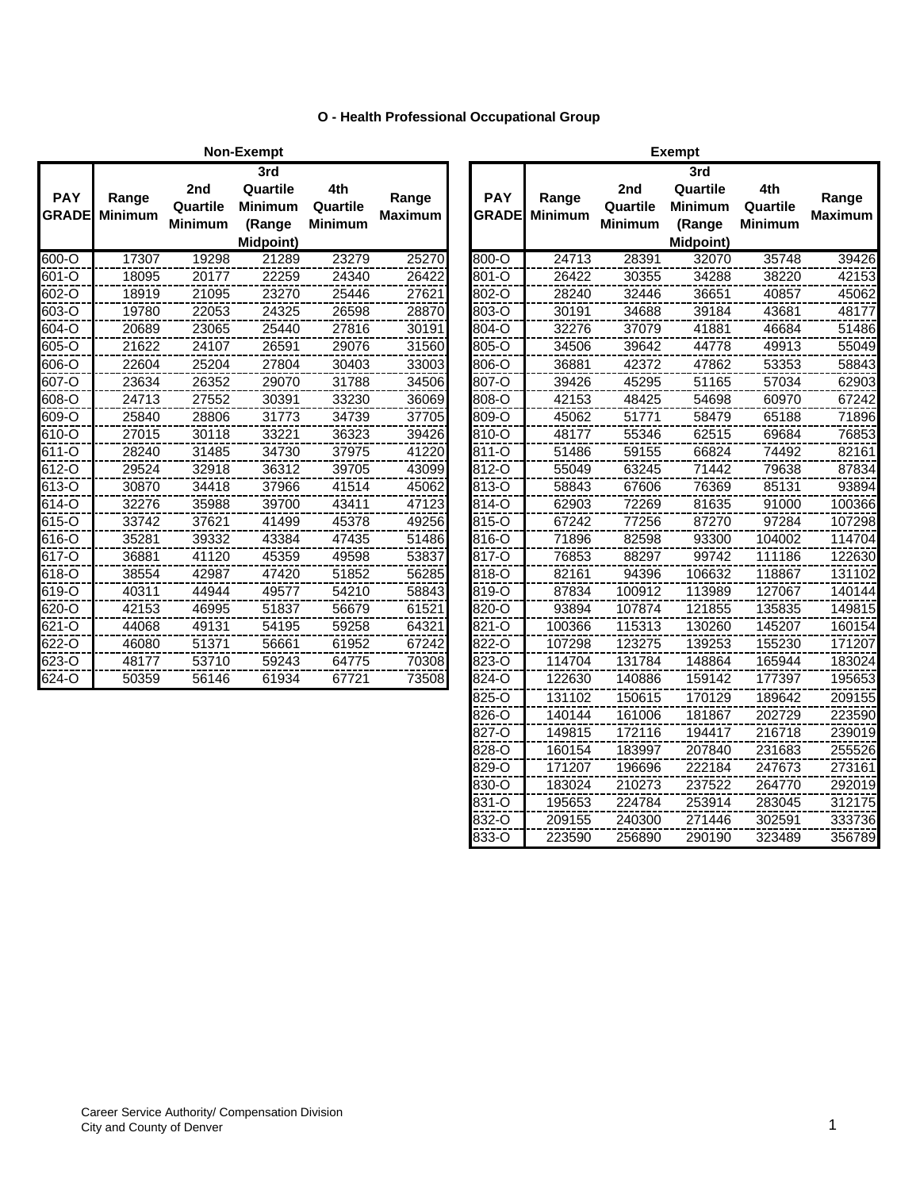# O - Health Professional Occupational Group

**Non-Exempt**

| PAY GRADE | Range Minimum | 2nd Quartile Minimum | 3rd Quartile Minimum (Range Midpoint) | 4th Quartile Minimum | Range Maximum |
|---|---|---|---|---|---|
| 600-O | 17307 | 19298 | 21289 | 23279 | 25270 |
| 601-O | 18095 | 20177 | 22259 | 24340 | 26422 |
| 602-O | 18919 | 21095 | 23270 | 25446 | 27621 |
| 603-O | 19780 | 22053 | 24325 | 26598 | 28870 |
| 604-O | 20689 | 23065 | 25440 | 27816 | 30191 |
| 605-O | 21622 | 24107 | 26591 | 29076 | 31560 |
| 606-O | 22604 | 25204 | 27804 | 30403 | 33003 |
| 607-O | 23634 | 26352 | 29070 | 31788 | 34506 |
| 608-O | 24713 | 27552 | 30391 | 33230 | 36069 |
| 609-O | 25840 | 28806 | 31773 | 34739 | 37705 |
| 610-O | 27015 | 30118 | 33221 | 36323 | 39426 |
| 611-O | 28240 | 31485 | 34730 | 37975 | 41220 |
| 612-O | 29524 | 32918 | 36312 | 39705 | 43099 |
| 613-O | 30870 | 34418 | 37966 | 41514 | 45062 |
| 614-O | 32276 | 35988 | 39700 | 43411 | 47123 |
| 615-O | 33742 | 37621 | 41499 | 45378 | 49256 |
| 616-O | 35281 | 39332 | 43384 | 47435 | 51486 |
| 617-O | 36881 | 41120 | 45359 | 49598 | 53837 |
| 618-O | 38554 | 42987 | 47420 | 51852 | 56285 |
| 619-O | 40311 | 44944 | 49577 | 54210 | 58843 |
| 620-O | 42153 | 46995 | 51837 | 56679 | 61521 |
| 621-O | 44068 | 49131 | 54195 | 59258 | 64321 |
| 622-O | 46080 | 51371 | 56661 | 61952 | 67242 |
| 623-O | 48177 | 53710 | 59243 | 64775 | 70308 |
| 624-O | 50359 | 56146 | 61934 | 67721 | 73508 |

**Exempt**

| PAY GRADE | Range Minimum | 2nd Quartile Minimum | 3rd Quartile Minimum (Range Midpoint) | 4th Quartile Minimum | Range Maximum |
|---|---|---|---|---|---|
| 800-O | 24713 | 28391 | 32070 | 35748 | 39426 |
| 801-O | 26422 | 30355 | 34288 | 38220 | 42153 |
| 802-O | 28240 | 32446 | 36651 | 40857 | 45062 |
| 803-O | 30191 | 34688 | 39184 | 43681 | 48177 |
| 804-O | 32276 | 37079 | 41881 | 46684 | 51486 |
| 805-O | 34506 | 39642 | 44778 | 49913 | 55049 |
| 806-O | 36881 | 42372 | 47862 | 53353 | 58843 |
| 807-O | 39426 | 45295 | 51165 | 57034 | 62903 |
| 808-O | 42153 | 48425 | 54698 | 60970 | 67242 |
| 809-O | 45062 | 51771 | 58479 | 65188 | 71896 |
| 810-O | 48177 | 55346 | 62515 | 69684 | 76853 |
| 811-O | 51486 | 59155 | 66824 | 74492 | 82161 |
| 812-O | 55049 | 63245 | 71442 | 79638 | 87834 |
| 813-O | 58843 | 67606 | 76369 | 85131 | 93894 |
| 814-O | 62903 | 72269 | 81635 | 91000 | 100366 |
| 815-O | 67242 | 77256 | 87270 | 97284 | 107298 |
| 816-O | 71896 | 82598 | 93300 | 104002 | 114704 |
| 817-O | 76853 | 88297 | 99742 | 111186 | 122630 |
| 818-O | 82161 | 94396 | 106632 | 118867 | 131102 |
| 819-O | 87834 | 100912 | 113989 | 127067 | 140144 |
| 820-O | 93894 | 107874 | 121855 | 135835 | 149815 |
| 821-O | 100366 | 115313 | 130260 | 145207 | 160154 |
| 822-O | 107298 | 123275 | 139253 | 155230 | 171207 |
| 823-O | 114704 | 131784 | 148864 | 165944 | 183024 |
| 824-O | 122630 | 140886 | 159142 | 177397 | 195653 |
| 825-O | 131102 | 150615 | 170129 | 189642 | 209155 |
| 826-O | 140144 | 161006 | 181867 | 202729 | 223590 |
| 827-O | 149815 | 172116 | 194417 | 216718 | 239019 |
| 828-O | 160154 | 183997 | 207840 | 231683 | 255526 |
| 829-O | 171207 | 196696 | 222184 | 247673 | 273161 |
| 830-O | 183024 | 210273 | 237522 | 264770 | 292019 |
| 831-O | 195653 | 224784 | 253914 | 283045 | 312175 |
| 832-O | 209155 | 240300 | 271446 | 302591 | 333736 |
| 833-O | 223590 | 256890 | 290190 | 323489 | 356789 |

Career Service Authority/ Compensation Division
City and County of Denver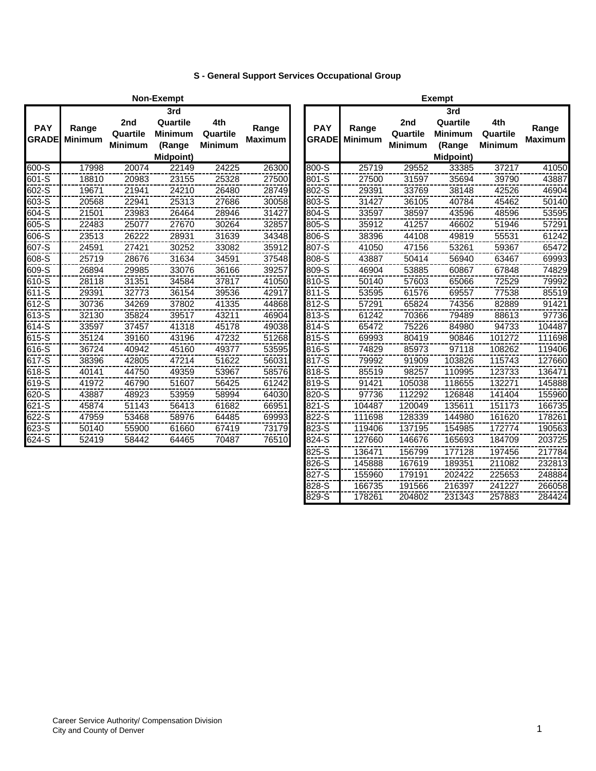## S - General Support Services Occupational Group

### Non-Exempt

| PAY GRADE | Range Minimum | 2nd Quartile Minimum | 3rd Quartile Minimum (Range Midpoint) | 4th Quartile Minimum | Range Maximum |
|---|---|---|---|---|---|
| 600-S | 17998 | 20074 | 22149 | 24225 | 26300 |
| 601-S | 18810 | 20983 | 23155 | 25328 | 27500 |
| 602-S | 19671 | 21941 | 24210 | 26480 | 28749 |
| 603-S | 20568 | 22941 | 25313 | 27686 | 30058 |
| 604-S | 21501 | 23983 | 26464 | 28946 | 31427 |
| 605-S | 22483 | 25077 | 27670 | 30264 | 32857 |
| 606-S | 23513 | 26222 | 28931 | 31639 | 34348 |
| 607-S | 24591 | 27421 | 30252 | 33082 | 35912 |
| 608-S | 25719 | 28676 | 31634 | 34591 | 37548 |
| 609-S | 26894 | 29985 | 33076 | 36166 | 39257 |
| 610-S | 28118 | 31351 | 34584 | 37817 | 41050 |
| 611-S | 29391 | 32773 | 36154 | 39536 | 42917 |
| 612-S | 30736 | 34269 | 37802 | 41335 | 44868 |
| 613-S | 32130 | 35824 | 39517 | 43211 | 46904 |
| 614-S | 33597 | 37457 | 41318 | 45178 | 49038 |
| 615-S | 35124 | 39160 | 43196 | 47232 | 51268 |
| 616-S | 36724 | 40942 | 45160 | 49377 | 53595 |
| 617-S | 38396 | 42805 | 47214 | 51622 | 56031 |
| 618-S | 40141 | 44750 | 49359 | 53967 | 58576 |
| 619-S | 41972 | 46790 | 51607 | 56425 | 61242 |
| 620-S | 43887 | 48923 | 53959 | 58994 | 64030 |
| 621-S | 45874 | 51143 | 56413 | 61682 | 66951 |
| 622-S | 47959 | 53468 | 58976 | 64485 | 69993 |
| 623-S | 50140 | 55900 | 61660 | 67419 | 73179 |
| 624-S | 52419 | 58442 | 64465 | 70487 | 76510 |

### Exempt

| PAY GRADE | Range Minimum | 2nd Quartile Minimum | 3rd Quartile Minimum (Range Midpoint) | 4th Quartile Minimum | Range Maximum |
|---|---|---|---|---|---|
| 800-S | 25719 | 29552 | 33385 | 37217 | 41050 |
| 801-S | 27500 | 31597 | 35694 | 39790 | 43887 |
| 802-S | 29391 | 33769 | 38148 | 42526 | 46904 |
| 803-S | 31427 | 36105 | 40784 | 45462 | 50140 |
| 804-S | 33597 | 38597 | 43596 | 48596 | 53595 |
| 805-S | 35912 | 41257 | 46602 | 51946 | 57291 |
| 806-S | 38396 | 44108 | 49819 | 55531 | 61242 |
| 807-S | 41050 | 47156 | 53261 | 59367 | 65472 |
| 808-S | 43887 | 50414 | 56940 | 63467 | 69993 |
| 809-S | 46904 | 53885 | 60867 | 67848 | 74829 |
| 810-S | 50140 | 57603 | 65066 | 72529 | 79992 |
| 811-S | 53595 | 61576 | 69557 | 77538 | 85519 |
| 812-S | 57291 | 65824 | 74356 | 82889 | 91421 |
| 813-S | 61242 | 70366 | 79489 | 88613 | 97736 |
| 814-S | 65472 | 75226 | 84980 | 94733 | 104487 |
| 815-S | 69993 | 80419 | 90846 | 101272 | 111698 |
| 816-S | 74829 | 85973 | 97118 | 108262 | 119406 |
| 817-S | 79992 | 91909 | 103826 | 115743 | 127660 |
| 818-S | 85519 | 98257 | 110995 | 123733 | 136471 |
| 819-S | 91421 | 105038 | 118655 | 132271 | 145888 |
| 820-S | 97736 | 112292 | 126848 | 141404 | 155960 |
| 821-S | 104487 | 120049 | 135611 | 151173 | 166735 |
| 822-S | 111698 | 128339 | 144980 | 161620 | 178261 |
| 823-S | 119406 | 137195 | 154985 | 172774 | 190563 |
| 824-S | 127660 | 146676 | 165693 | 184709 | 203725 |
| 825-S | 136471 | 156799 | 177128 | 197456 | 217784 |
| 826-S | 145888 | 167619 | 189351 | 211082 | 232813 |
| 827-S | 155960 | 179191 | 202422 | 225653 | 248884 |
| 828-S | 166735 | 191566 | 216397 | 241227 | 266058 |
| 829-S | 178261 | 204802 | 231343 | 257883 | 284424 |

Career Service Authority/ Compensation Division
City and County of Denver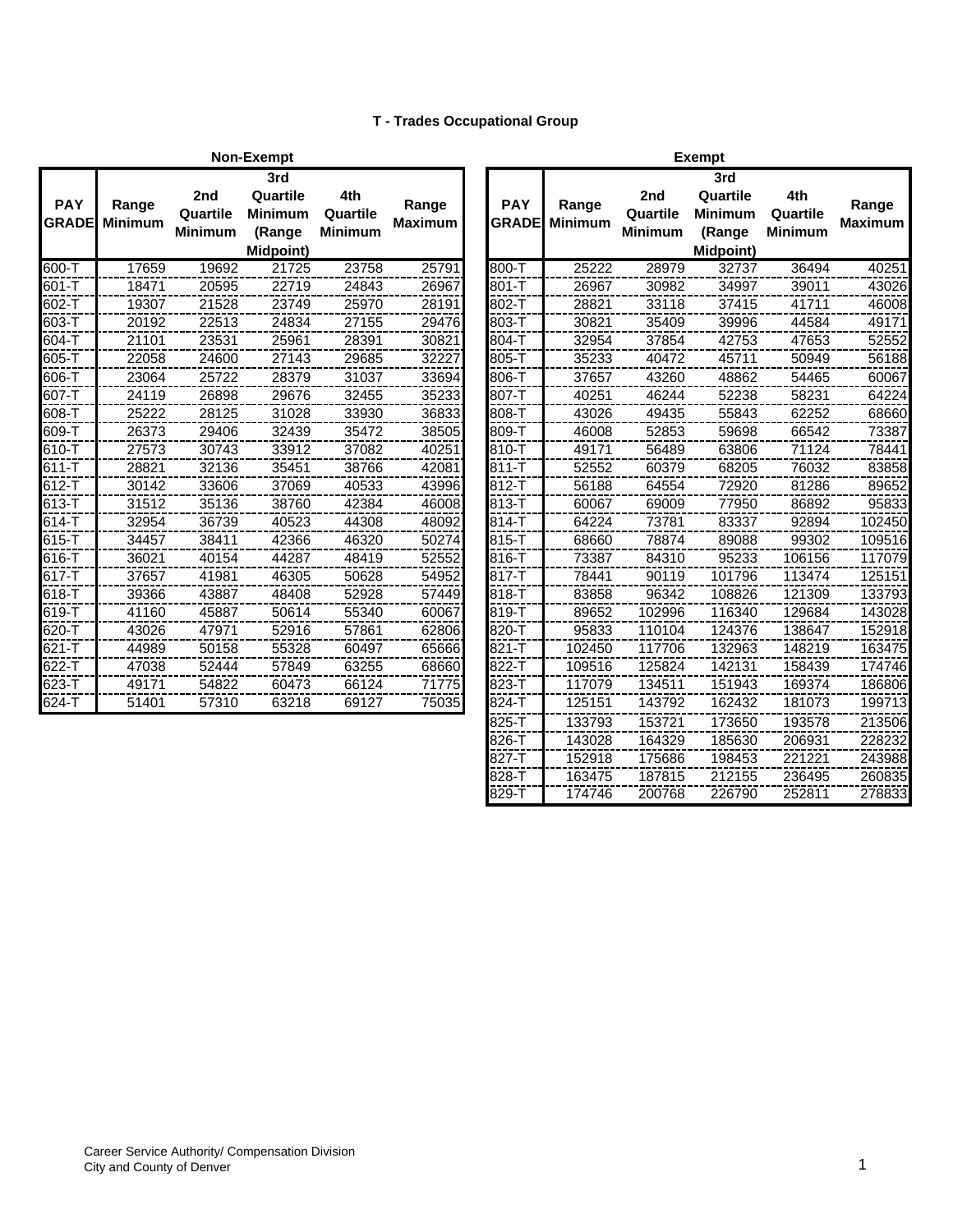### T - Trades Occupational Group

**Non-Exempt**

| PAY GRADE | Range Minimum | 2nd Quartile Minimum | 3rd Quartile Minimum (Range Midpoint) | 4th Quartile Minimum | Range Maximum |
|---|---|---|---|---|---|
| 600-T | 17659 | 19692 | 21725 | 23758 | 25791 |
| 601-T | 18471 | 20595 | 22719 | 24843 | 26967 |
| 602-T | 19307 | 21528 | 23749 | 25970 | 28191 |
| 603-T | 20192 | 22513 | 24834 | 27155 | 29476 |
| 604-T | 21101 | 23531 | 25961 | 28391 | 30821 |
| 605-T | 22058 | 24600 | 27143 | 29685 | 32227 |
| 606-T | 23064 | 25722 | 28379 | 31037 | 33694 |
| 607-T | 24119 | 26898 | 29676 | 32455 | 35233 |
| 608-T | 25222 | 28125 | 31028 | 33930 | 36833 |
| 609-T | 26373 | 29406 | 32439 | 35472 | 38505 |
| 610-T | 27573 | 30743 | 33912 | 37082 | 40251 |
| 611-T | 28821 | 32136 | 35451 | 38766 | 42081 |
| 612-T | 30142 | 33606 | 37069 | 40533 | 43996 |
| 613-T | 31512 | 35136 | 38760 | 42384 | 46008 |
| 614-T | 32954 | 36739 | 40523 | 44308 | 48092 |
| 615-T | 34457 | 38411 | 42366 | 46320 | 50274 |
| 616-T | 36021 | 40154 | 44287 | 48419 | 52552 |
| 617-T | 37657 | 41981 | 46305 | 50628 | 54952 |
| 618-T | 39366 | 43887 | 48408 | 52928 | 57449 |
| 619-T | 41160 | 45887 | 50614 | 55340 | 60067 |
| 620-T | 43026 | 47971 | 52916 | 57861 | 62806 |
| 621-T | 44989 | 50158 | 55328 | 60497 | 65666 |
| 622-T | 47038 | 52444 | 57849 | 63255 | 68660 |
| 623-T | 49171 | 54822 | 60473 | 66124 | 71775 |
| 624-T | 51401 | 57310 | 63218 | 69127 | 75035 |

**Exempt**

| PAY GRADE | Range Minimum | 2nd Quartile Minimum | 3rd Quartile Minimum (Range Midpoint) | 4th Quartile Minimum | Range Maximum |
|---|---|---|---|---|---|
| 800-T | 25222 | 28979 | 32737 | 36494 | 40251 |
| 801-T | 26967 | 30982 | 34997 | 39011 | 43026 |
| 802-T | 28821 | 33118 | 37415 | 41711 | 46008 |
| 803-T | 30821 | 35409 | 39996 | 44584 | 49171 |
| 804-T | 32954 | 37854 | 42753 | 47653 | 52552 |
| 805-T | 35233 | 40472 | 45711 | 50949 | 56188 |
| 806-T | 37657 | 43260 | 48862 | 54465 | 60067 |
| 807-T | 40251 | 46244 | 52238 | 58231 | 64224 |
| 808-T | 43026 | 49435 | 55843 | 62252 | 68660 |
| 809-T | 46008 | 52853 | 59698 | 66542 | 73387 |
| 810-T | 49171 | 56489 | 63806 | 71124 | 78441 |
| 811-T | 52552 | 60379 | 68205 | 76032 | 83858 |
| 812-T | 56188 | 64554 | 72920 | 81286 | 89652 |
| 813-T | 60067 | 69009 | 77950 | 86892 | 95833 |
| 814-T | 64224 | 73781 | 83337 | 92894 | 102450 |
| 815-T | 68660 | 78874 | 89088 | 99302 | 109516 |
| 816-T | 73387 | 84310 | 95233 | 106156 | 117079 |
| 817-T | 78441 | 90119 | 101796 | 113474 | 125151 |
| 818-T | 83858 | 96342 | 108826 | 121309 | 133793 |
| 819-T | 89652 | 102996 | 116340 | 129684 | 143028 |
| 820-T | 95833 | 110104 | 124376 | 138647 | 152918 |
| 821-T | 102450 | 117706 | 132963 | 148219 | 163475 |
| 822-T | 109516 | 125824 | 142131 | 158439 | 174746 |
| 823-T | 117079 | 134511 | 151943 | 169374 | 186806 |
| 824-T | 125151 | 143792 | 162432 | 181073 | 199713 |
| 825-T | 133793 | 153721 | 173650 | 193578 | 213506 |
| 826-T | 143028 | 164329 | 185630 | 206931 | 228232 |
| 827-T | 152918 | 175686 | 198453 | 221221 | 243988 |
| 828-T | 163475 | 187815 | 212155 | 236495 | 260835 |
| 829-T | 174746 | 200768 | 226790 | 252811 | 278833 |

Career Service Authority/ Compensation Division
City and County of Denver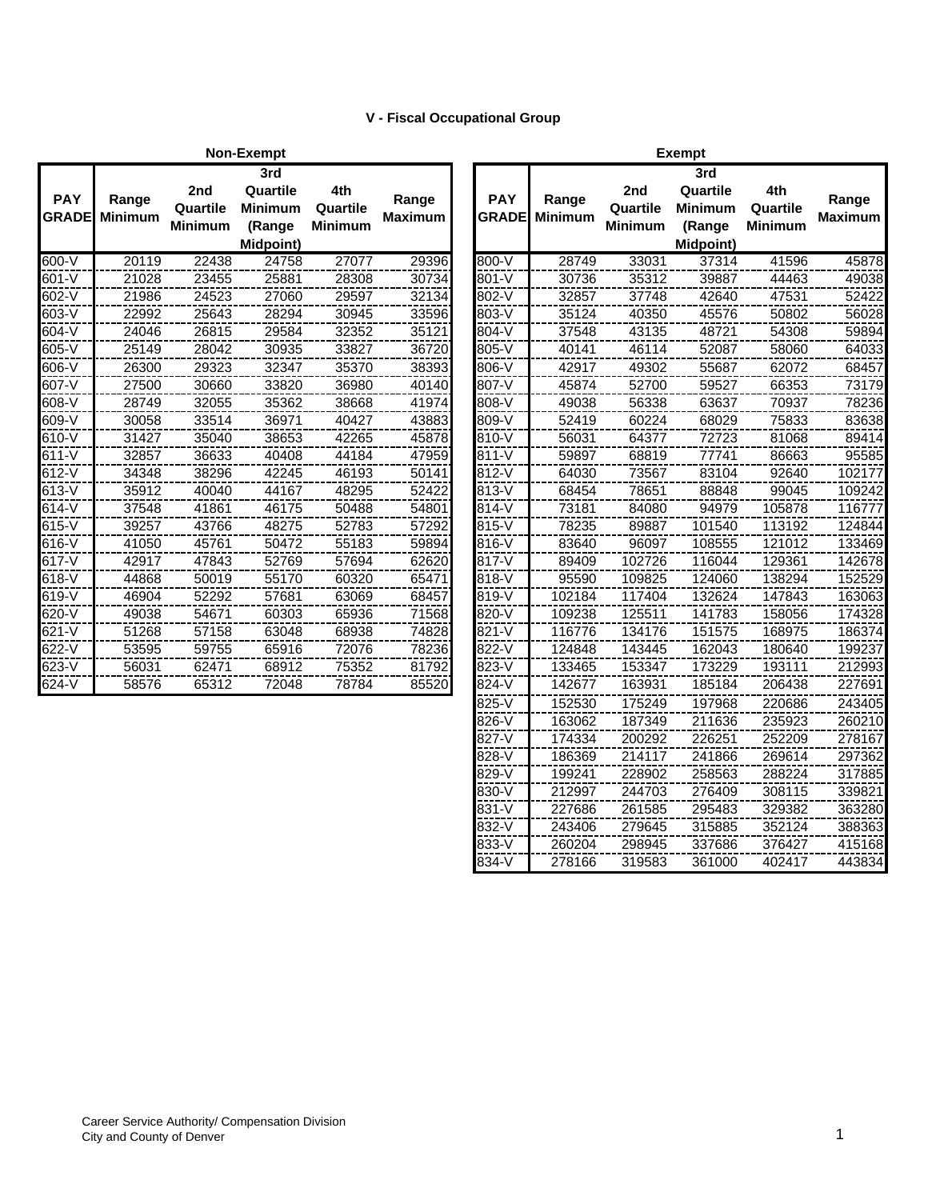**V - Fiscal Occupational Group**

**Non-Exempt**

| PAY GRADE | Range Minimum | 2nd Quartile Minimum | 3rd Quartile Minimum (Range Midpoint) | 4th Quartile Minimum | Range Maximum |
|---|---|---|---|---|---|
| 600-V | 20119 | 22438 | 24758 | 27077 | 29396 |
| 601-V | 21028 | 23455 | 25881 | 28308 | 30734 |
| 602-V | 21986 | 24523 | 27060 | 29597 | 32134 |
| 603-V | 22992 | 25643 | 28294 | 30945 | 33596 |
| 604-V | 24046 | 26815 | 29584 | 32352 | 35121 |
| 605-V | 25149 | 28042 | 30935 | 33827 | 36720 |
| 606-V | 26300 | 29323 | 32347 | 35370 | 38393 |
| 607-V | 27500 | 30660 | 33820 | 36980 | 40140 |
| 608-V | 28749 | 32055 | 35362 | 38668 | 41974 |
| 609-V | 30058 | 33514 | 36971 | 40427 | 43883 |
| 610-V | 31427 | 35040 | 38653 | 42265 | 45878 |
| 611-V | 32857 | 36633 | 40408 | 44184 | 47959 |
| 612-V | 34348 | 38296 | 42245 | 46193 | 50141 |
| 613-V | 35912 | 40040 | 44167 | 48295 | 52422 |
| 614-V | 37548 | 41861 | 46175 | 50488 | 54801 |
| 615-V | 39257 | 43766 | 48275 | 52783 | 57292 |
| 616-V | 41050 | 45761 | 50472 | 55183 | 59894 |
| 617-V | 42917 | 47843 | 52769 | 57694 | 62620 |
| 618-V | 44868 | 50019 | 55170 | 60320 | 65471 |
| 619-V | 46904 | 52292 | 57681 | 63069 | 68457 |
| 620-V | 49038 | 54671 | 60303 | 65936 | 71568 |
| 621-V | 51268 | 57158 | 63048 | 68938 | 74828 |
| 622-V | 53595 | 59755 | 65916 | 72076 | 78236 |
| 623-V | 56031 | 62471 | 68912 | 75352 | 81792 |
| 624-V | 58576 | 65312 | 72048 | 78784 | 85520 |

**Exempt**

| PAY GRADE | Range Minimum | 2nd Quartile Minimum | 3rd Quartile Minimum (Range Midpoint) | 4th Quartile Minimum | Range Maximum |
|---|---|---|---|---|---|
| 800-V | 28749 | 33031 | 37314 | 41596 | 45878 |
| 801-V | 30736 | 35312 | 39887 | 44463 | 49038 |
| 802-V | 32857 | 37748 | 42640 | 47531 | 52422 |
| 803-V | 35124 | 40350 | 45576 | 50802 | 56028 |
| 804-V | 37548 | 43135 | 48721 | 54308 | 59894 |
| 805-V | 40141 | 46114 | 52087 | 58060 | 64033 |
| 806-V | 42917 | 49302 | 55687 | 62072 | 68457 |
| 807-V | 45874 | 52700 | 59527 | 66353 | 73179 |
| 808-V | 49038 | 56338 | 63637 | 70937 | 78236 |
| 809-V | 52419 | 60224 | 68029 | 75833 | 83638 |
| 810-V | 56031 | 64377 | 72723 | 81068 | 89414 |
| 811-V | 59897 | 68819 | 77741 | 86663 | 95585 |
| 812-V | 64030 | 73567 | 83104 | 92640 | 102177 |
| 813-V | 68454 | 78651 | 88848 | 99045 | 109242 |
| 814-V | 73181 | 84080 | 94979 | 105878 | 116777 |
| 815-V | 78235 | 89887 | 101540 | 113192 | 124844 |
| 816-V | 83640 | 96097 | 108555 | 121012 | 133469 |
| 817-V | 89409 | 102726 | 116044 | 129361 | 142678 |
| 818-V | 95590 | 109825 | 124060 | 138294 | 152529 |
| 819-V | 102184 | 117404 | 132624 | 147843 | 163063 |
| 820-V | 109238 | 125511 | 141783 | 158056 | 174328 |
| 821-V | 116776 | 134176 | 151575 | 168975 | 186374 |
| 822-V | 124848 | 143445 | 162043 | 180640 | 199237 |
| 823-V | 133465 | 153347 | 173229 | 193111 | 212993 |
| 824-V | 142677 | 163931 | 185184 | 206438 | 227691 |
| 825-V | 152530 | 175249 | 197968 | 220686 | 243405 |
| 826-V | 163062 | 187349 | 211636 | 235923 | 260210 |
| 827-V | 174334 | 200292 | 226251 | 252209 | 278167 |
| 828-V | 186369 | 214117 | 241866 | 269614 | 297362 |
| 829-V | 199241 | 228902 | 258563 | 288224 | 317885 |
| 830-V | 212997 | 244703 | 276409 | 308115 | 339821 |
| 831-V | 227686 | 261585 | 295483 | 329382 | 363280 |
| 832-V | 243406 | 279645 | 315885 | 352124 | 388363 |
| 833-V | 260204 | 298945 | 337686 | 376427 | 415168 |
| 834-V | 278166 | 319583 | 361000 | 402417 | 443834 |

Career Service Authority/ Compensation Division
City and County of Denver